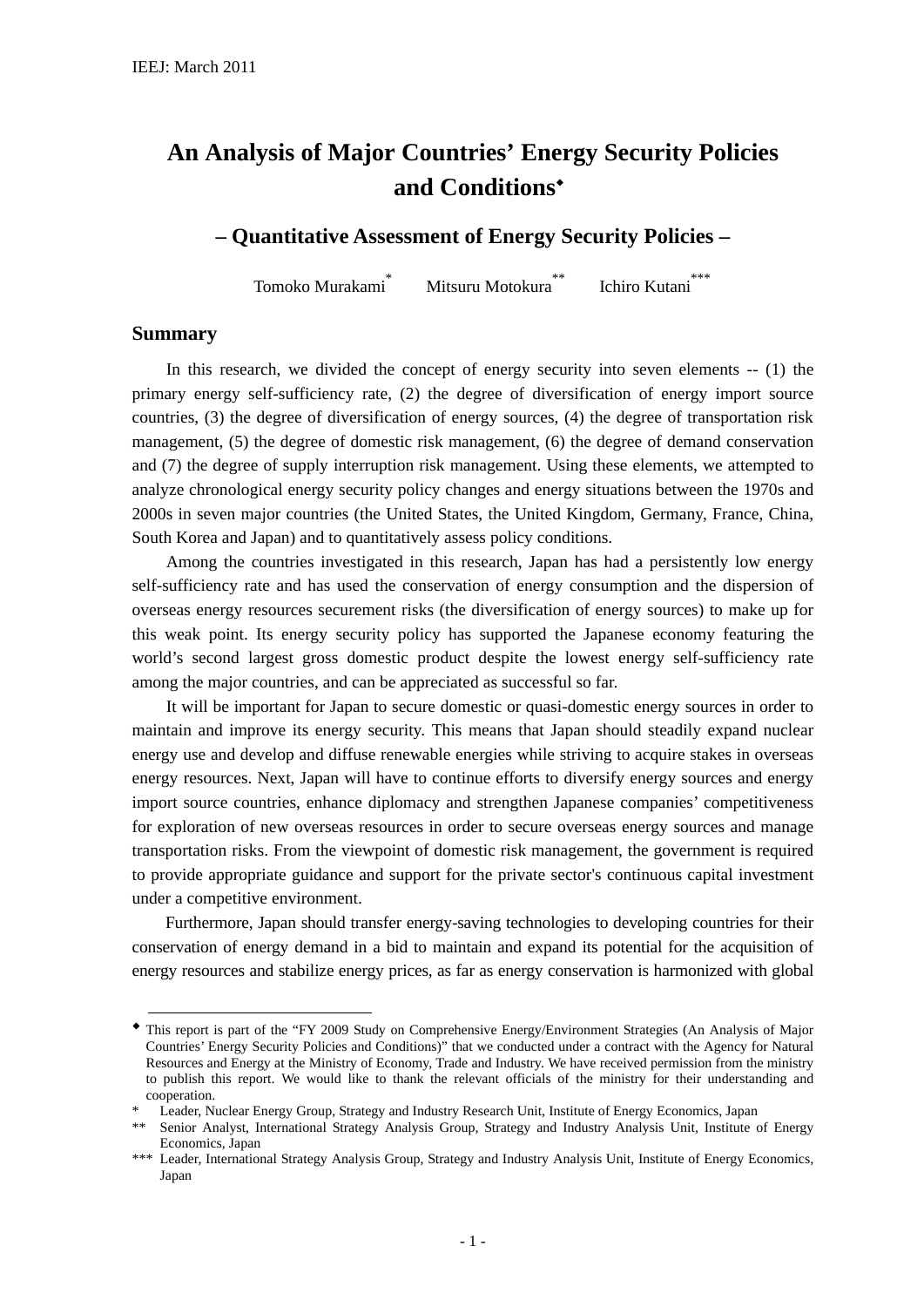# An Analysis of Major Countries' Energy Security Policies and Conditions◆

## – Quantitative Assessment of Energy Security Policies –

Tomoko Murakami[*] Mitsuru Motokura[**] Ichiro Kutani[***]

## Summary

In this research, we divided the concept of energy security into seven elements -- (1) the primary energy self-sufficiency rate, (2) the degree of diversification of energy import source countries, (3) the degree of diversification of energy sources, (4) the degree of transportation risk management, (5) the degree of domestic risk management, (6) the degree of demand conservation and (7) the degree of supply interruption risk management. Using these elements, we attempted to analyze chronological energy security policy changes and energy situations between the 1970s and 2000s in seven major countries (the United States, the United Kingdom, Germany, France, China, South Korea and Japan) and to quantitatively assess policy conditions.

Among the countries investigated in this research, Japan has had a persistently low energy self-sufficiency rate and has used the conservation of energy consumption and the dispersion of overseas energy resources securement risks (the diversification of energy sources) to make up for this weak point. Its energy security policy has supported the Japanese economy featuring the world's second largest gross domestic product despite the lowest energy self-sufficiency rate among the major countries, and can be appreciated as successful so far.

It will be important for Japan to secure domestic or quasi-domestic energy sources in order to maintain and improve its energy security. This means that Japan should steadily expand nuclear energy use and develop and diffuse renewable energies while striving to acquire stakes in overseas energy resources. Next, Japan will have to continue efforts to diversify energy sources and energy import source countries, enhance diplomacy and strengthen Japanese companies' competitiveness for exploration of new overseas resources in order to secure overseas energy sources and manage transportation risks. From the viewpoint of domestic risk management, the government is required to provide appropriate guidance and support for the private sector's continuous capital investment under a competitive environment.

Furthermore, Japan should transfer energy-saving technologies to developing countries for their conservation of energy demand in a bid to maintain and expand its potential for the acquisition of energy resources and stabilize energy prices, as far as energy conservation is harmonized with global

---

◆ This report is part of the "FY 2009 Study on Comprehensive Energy/Environment Strategies (An Analysis of Major Countries' Energy Security Policies and Conditions)" that we conducted under a contract with the Agency for Natural Resources and Energy at the Ministry of Economy, Trade and Industry. We have received permission from the ministry to publish this report. We would like to thank the relevant officials of the ministry for their understanding and cooperation.

\* Leader, Nuclear Energy Group, Strategy and Industry Research Unit, Institute of Energy Economics, Japan

\*\* Senior Analyst, International Strategy Analysis Group, Strategy and Industry Analysis Unit, Institute of Energy Economics, Japan

\*\*\* Leader, International Strategy Analysis Group, Strategy and Industry Analysis Unit, Institute of Energy Economics, Japan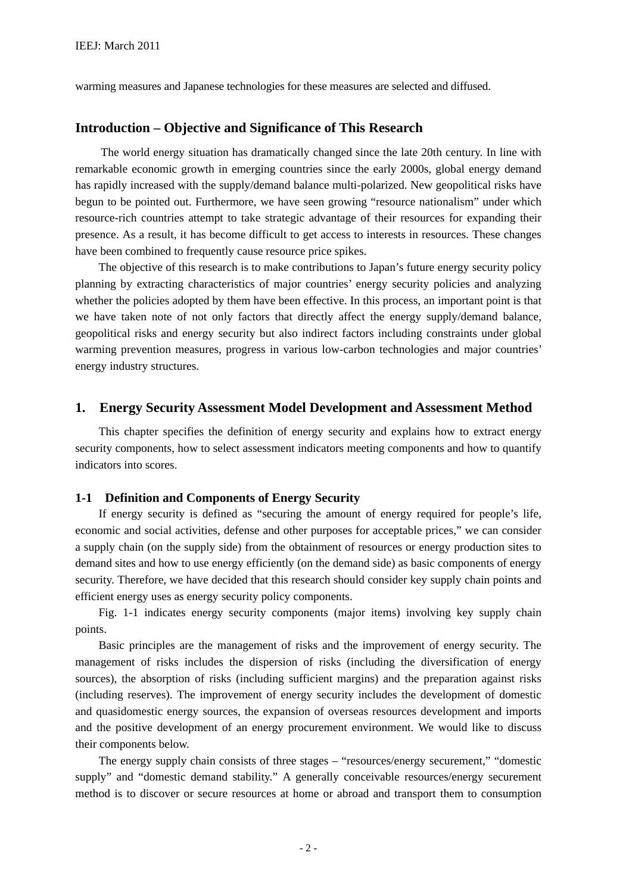warming measures and Japanese technologies for these measures are selected and diffused.

## Introduction – Objective and Significance of This Research

The world energy situation has dramatically changed since the late 20th century. In line with remarkable economic growth in emerging countries since the early 2000s, global energy demand has rapidly increased with the supply/demand balance multi-polarized. New geopolitical risks have begun to be pointed out. Furthermore, we have seen growing "resource nationalism" under which resource-rich countries attempt to take strategic advantage of their resources for expanding their presence. As a result, it has become difficult to get access to interests in resources. These changes have been combined to frequently cause resource price spikes.

The objective of this research is to make contributions to Japan's future energy security policy planning by extracting characteristics of major countries' energy security policies and analyzing whether the policies adopted by them have been effective. In this process, an important point is that we have taken note of not only factors that directly affect the energy supply/demand balance, geopolitical risks and energy security but also indirect factors including constraints under global warming prevention measures, progress in various low-carbon technologies and major countries' energy industry structures.

## 1. Energy Security Assessment Model Development and Assessment Method

This chapter specifies the definition of energy security and explains how to extract energy security components, how to select assessment indicators meeting components and how to quantify indicators into scores.

### 1-1 Definition and Components of Energy Security

If energy security is defined as "securing the amount of energy required for people's life, economic and social activities, defense and other purposes for acceptable prices," we can consider a supply chain (on the supply side) from the obtainment of resources or energy production sites to demand sites and how to use energy efficiently (on the demand side) as basic components of energy security. Therefore, we have decided that this research should consider key supply chain points and efficient energy uses as energy security policy components.

Fig. 1-1 indicates energy security components (major items) involving key supply chain points.

Basic principles are the management of risks and the improvement of energy security. The management of risks includes the dispersion of risks (including the diversification of energy sources), the absorption of risks (including sufficient margins) and the preparation against risks (including reserves). The improvement of energy security includes the development of domestic and quasidomestic energy sources, the expansion of overseas resources development and imports and the positive development of an energy procurement environment. We would like to discuss their components below.

The energy supply chain consists of three stages – "resources/energy securement," "domestic supply" and "domestic demand stability." A generally conceivable resources/energy securement method is to discover or secure resources at home or abroad and transport them to consumption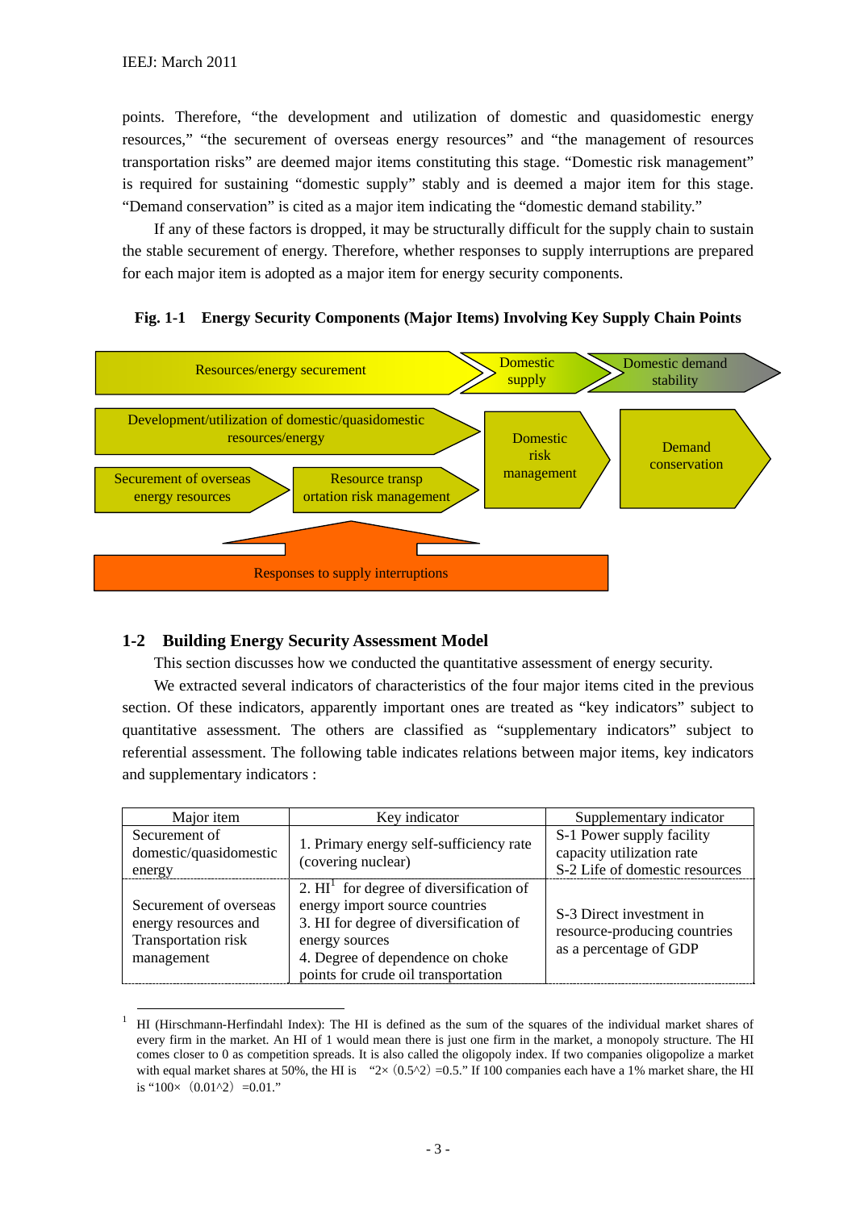points. Therefore, "the development and utilization of domestic and quasidomestic energy resources," "the securement of overseas energy resources" and "the management of resources transportation risks" are deemed major items constituting this stage. "Domestic risk management" is required for sustaining "domestic supply" stably and is deemed a major item for this stage. "Demand conservation" is cited as a major item indicating the "domestic demand stability."

If any of these factors is dropped, it may be structurally difficult for the supply chain to sustain the stable securement of energy. Therefore, whether responses to supply interruptions are prepared for each major item is adopted as a major item for energy security components.

**Fig. 1-1 Energy Security Components (Major Items) Involving Key Supply Chain Points**

Resources/energy securement → Domestic supply → Domestic demand stability

Development/utilization of domestic/quasidomestic resources/energy

Securement of overseas energy resources → Resource transportation risk management

Domestic risk management

Demand conservation

Responses to supply interruptions

## 1-2 Building Energy Security Assessment Model

This section discusses how we conducted the quantitative assessment of energy security.

We extracted several indicators of characteristics of the four major items cited in the previous section. Of these indicators, apparently important ones are treated as "key indicators" subject to quantitative assessment. The others are classified as "supplementary indicators" subject to referential assessment. The following table indicates relations between major items, key indicators and supplementary indicators :

| Major item | Key indicator | Supplementary indicator |
|---|---|---|
| Securement of domestic/quasidomestic energy | 1. Primary energy self-sufficiency rate (covering nuclear) | S-1 Power supply facility capacity utilization rate<br>S-2 Life of domestic resources |
| Securement of overseas energy resources and Transportation risk management | 2. HI[1] for degree of diversification of energy import source countries<br>3. HI for degree of diversification of energy sources<br>4. Degree of dependence on choke points for crude oil transportation | S-3 Direct investment in resource-producing countries as a percentage of GDP |

[1] HI (Hirschmann-Herfindahl Index): The HI is defined as the sum of the squares of the individual market shares of every firm in the market. An HI of 1 would mean there is just one firm in the market, a monopoly structure. The HI comes closer to 0 as competition spreads. It is also called the oligopoly index. If two companies oligopolize a market with equal market shares at 50%, the HI is "2×（0.5^2）=0.5." If 100 companies each have a 1% market share, the HI is "100×（0.01^2）=0.01."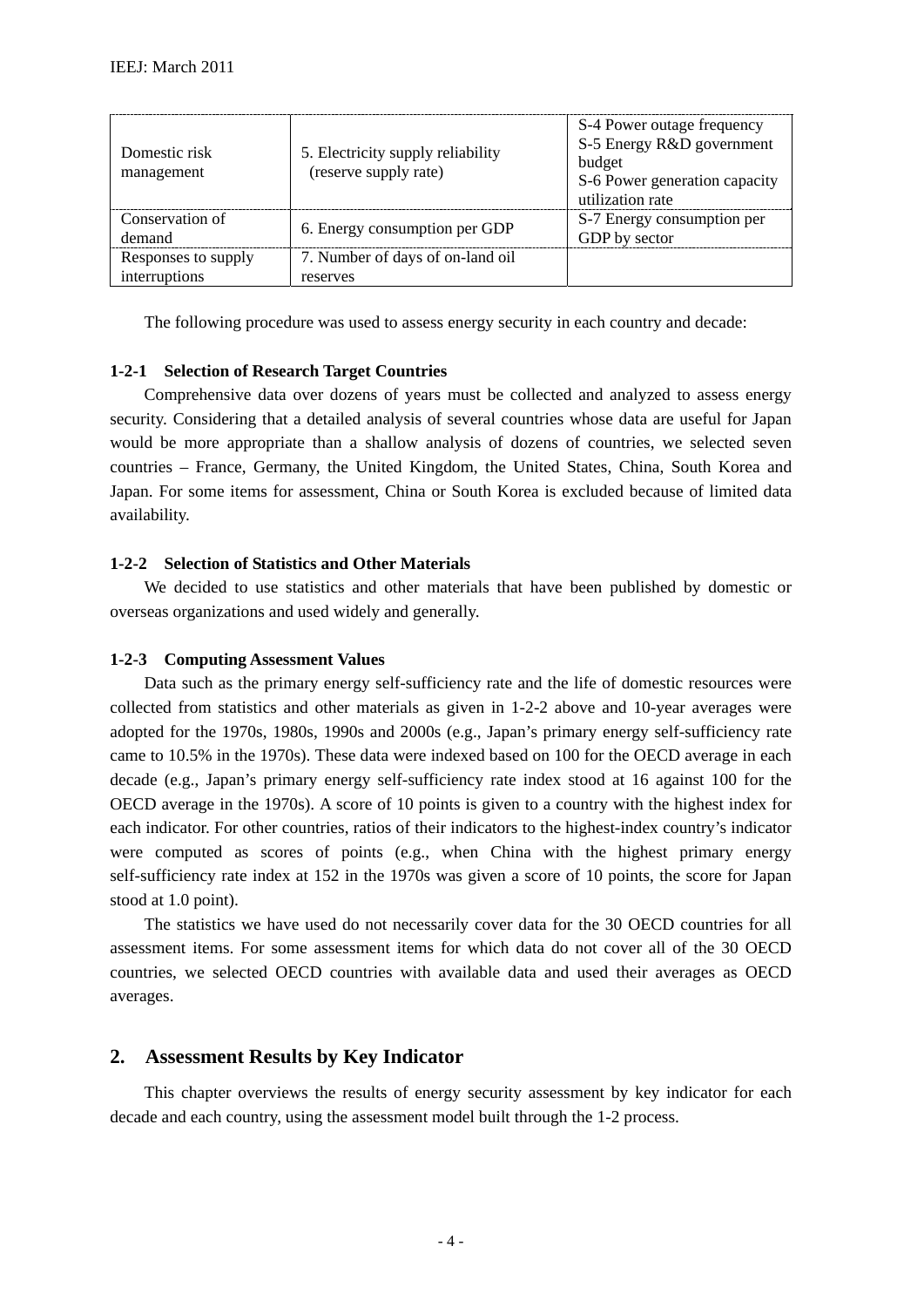| Domestic risk management | 5. Electricity supply reliability (reserve supply rate) | S-4 Power outage frequency<br>S-5 Energy R&D government budget<br>S-6 Power generation capacity utilization rate |
|---|---|---|
| Conservation of demand | 6. Energy consumption per GDP | S-7 Energy consumption per GDP by sector |
| Responses to supply interruptions | 7. Number of days of on-land oil reserves | |

The following procedure was used to assess energy security in each country and decade:

### 1-2-1 Selection of Research Target Countries

Comprehensive data over dozens of years must be collected and analyzed to assess energy security. Considering that a detailed analysis of several countries whose data are useful for Japan would be more appropriate than a shallow analysis of dozens of countries, we selected seven countries – France, Germany, the United Kingdom, the United States, China, South Korea and Japan. For some items for assessment, China or South Korea is excluded because of limited data availability.

### 1-2-2 Selection of Statistics and Other Materials

We decided to use statistics and other materials that have been published by domestic or overseas organizations and used widely and generally.

### 1-2-3 Computing Assessment Values

Data such as the primary energy self-sufficiency rate and the life of domestic resources were collected from statistics and other materials as given in 1-2-2 above and 10-year averages were adopted for the 1970s, 1980s, 1990s and 2000s (e.g., Japan's primary energy self-sufficiency rate came to 10.5% in the 1970s). These data were indexed based on 100 for the OECD average in each decade (e.g., Japan's primary energy self-sufficiency rate index stood at 16 against 100 for the OECD average in the 1970s). A score of 10 points is given to a country with the highest index for each indicator. For other countries, ratios of their indicators to the highest-index country's indicator were computed as scores of points (e.g., when China with the highest primary energy self-sufficiency rate index at 152 in the 1970s was given a score of 10 points, the score for Japan stood at 1.0 point).

The statistics we have used do not necessarily cover data for the 30 OECD countries for all assessment items. For some assessment items for which data do not cover all of the 30 OECD countries, we selected OECD countries with available data and used their averages as OECD averages.

## 2. Assessment Results by Key Indicator

This chapter overviews the results of energy security assessment by key indicator for each decade and each country, using the assessment model built through the 1-2 process.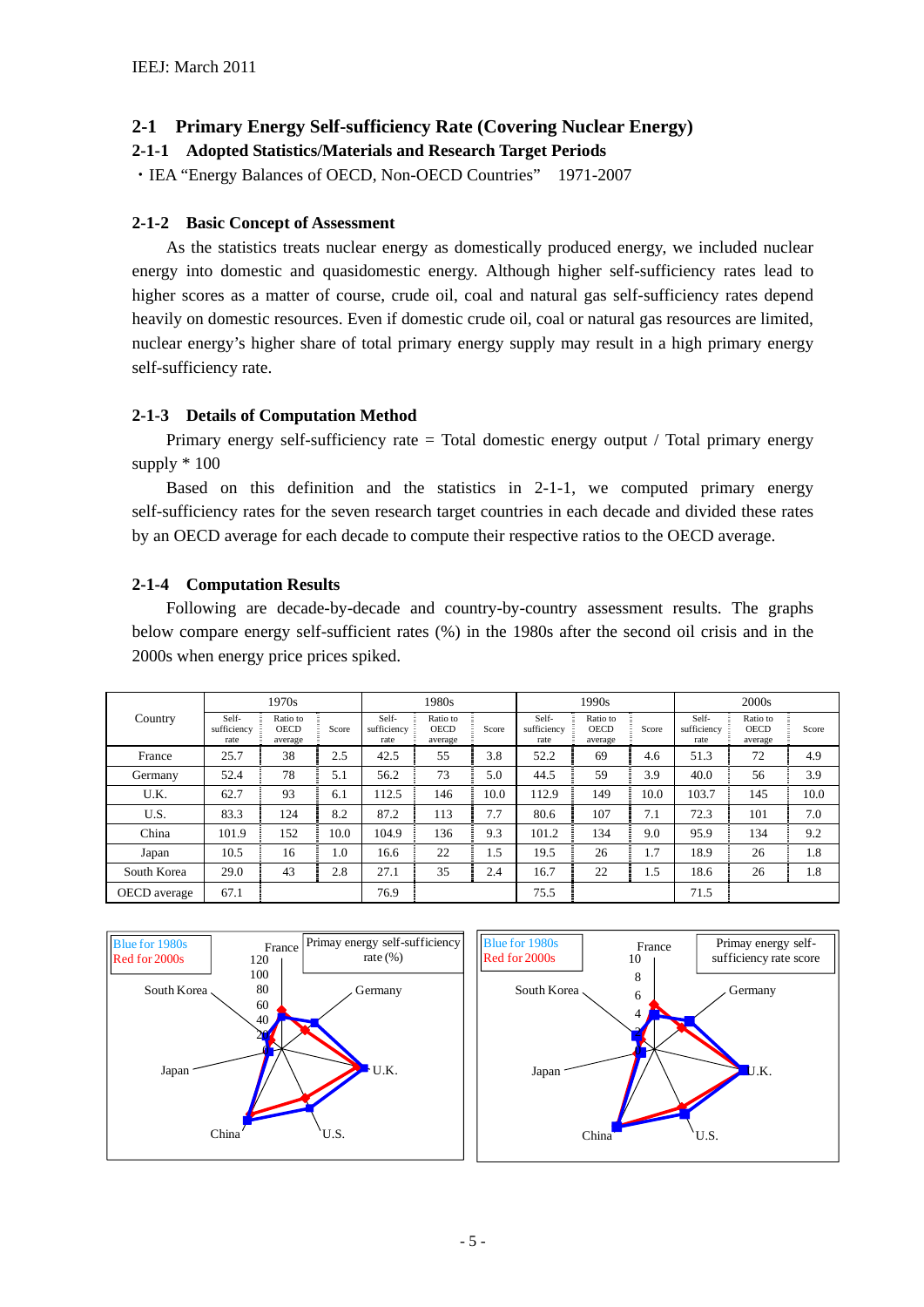## 2-1 Primary Energy Self-sufficiency Rate (Covering Nuclear Energy)

### 2-1-1 Adopted Statistics/Materials and Research Target Periods

・IEA "Energy Balances of OECD, Non-OECD Countries" 1971-2007

### 2-1-2 Basic Concept of Assessment

As the statistics treats nuclear energy as domestically produced energy, we included nuclear energy into domestic and quasidomestic energy. Although higher self-sufficiency rates lead to higher scores as a matter of course, crude oil, coal and natural gas self-sufficiency rates depend heavily on domestic resources. Even if domestic crude oil, coal or natural gas resources are limited, nuclear energy's higher share of total primary energy supply may result in a high primary energy self-sufficiency rate.

### 2-1-3 Details of Computation Method

Primary energy self-sufficiency rate = Total domestic energy output / Total primary energy supply * 100

Based on this definition and the statistics in 2-1-1, we computed primary energy self-sufficiency rates for the seven research target countries in each decade and divided these rates by an OECD average for each decade to compute their respective ratios to the OECD average.

### 2-1-4 Computation Results

Following are decade-by-decade and country-by-country assessment results. The graphs below compare energy self-sufficient rates (%) in the 1980s after the second oil crisis and in the 2000s when energy price prices spiked.

| Country | 1970s | | | 1980s | | | 1990s | | | 2000s | | |
|---|---|---|---|---|---|---|---|---|---|---|---|---|
| | Self-sufficiency rate | Ratio to OECD average | Score | Self-sufficiency rate | Ratio to OECD average | Score | Self-sufficiency rate | Ratio to OECD average | Score | Self-sufficiency rate | Ratio to OECD average | Score |
| France | 25.7 | 38 | 2.5 | 42.5 | 55 | 3.8 | 52.2 | 69 | 4.6 | 51.3 | 72 | 4.9 |
| Germany | 52.4 | 78 | 5.1 | 56.2 | 73 | 5.0 | 44.5 | 59 | 3.9 | 40.0 | 56 | 3.9 |
| U.K. | 62.7 | 93 | 6.1 | 112.5 | 146 | 10.0 | 112.9 | 149 | 10.0 | 103.7 | 145 | 10.0 |
| U.S. | 83.3 | 124 | 8.2 | 87.2 | 113 | 7.7 | 80.6 | 107 | 7.1 | 72.3 | 101 | 7.0 |
| China | 101.9 | 152 | 10.0 | 104.9 | 136 | 9.3 | 101.2 | 134 | 9.0 | 95.9 | 134 | 9.2 |
| Japan | 10.5 | 16 | 1.0 | 16.6 | 22 | 1.5 | 19.5 | 26 | 1.7 | 18.9 | 26 | 1.8 |
| South Korea | 29.0 | 43 | 2.8 | 27.1 | 35 | 2.4 | 16.7 | 22 | 1.5 | 18.6 | 26 | 1.8 |
| OECD average | 67.1 | | | 76.9 | | | 75.5 | | | 71.5 | | |

Blue for 1980s
Red for 2000s

Primary energy self-sufficiency rate (%)

Blue for 1980s
Red for 2000s

Primay energy self-sufficiency rate score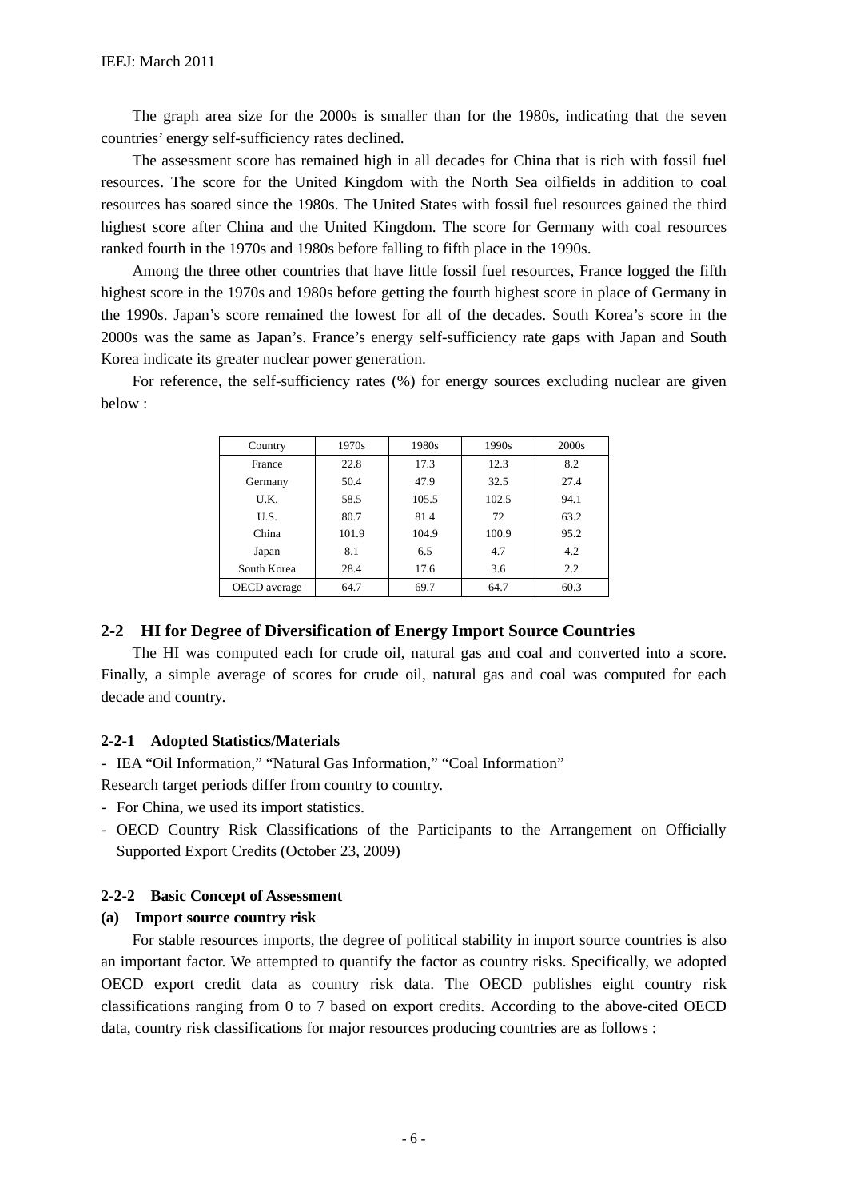The graph area size for the 2000s is smaller than for the 1980s, indicating that the seven countries' energy self-sufficiency rates declined.

The assessment score has remained high in all decades for China that is rich with fossil fuel resources. The score for the United Kingdom with the North Sea oilfields in addition to coal resources has soared since the 1980s. The United States with fossil fuel resources gained the third highest score after China and the United Kingdom. The score for Germany with coal resources ranked fourth in the 1970s and 1980s before falling to fifth place in the 1990s.

Among the three other countries that have little fossil fuel resources, France logged the fifth highest score in the 1970s and 1980s before getting the fourth highest score in place of Germany in the 1990s. Japan's score remained the lowest for all of the decades. South Korea's score in the 2000s was the same as Japan's. France's energy self-sufficiency rate gaps with Japan and South Korea indicate its greater nuclear power generation.

For reference, the self-sufficiency rates (%) for energy sources excluding nuclear are given below :

| Country | 1970s | 1980s | 1990s | 2000s |
|---|---|---|---|---|
| France | 22.8 | 17.3 | 12.3 | 8.2 |
| Germany | 50.4 | 47.9 | 32.5 | 27.4 |
| U.K. | 58.5 | 105.5 | 102.5 | 94.1 |
| U.S. | 80.7 | 81.4 | 72 | 63.2 |
| China | 101.9 | 104.9 | 100.9 | 95.2 |
| Japan | 8.1 | 6.5 | 4.7 | 4.2 |
| South Korea | 28.4 | 17.6 | 3.6 | 2.2 |
| OECD average | 64.7 | 69.7 | 64.7 | 60.3 |

## 2-2 HI for Degree of Diversification of Energy Import Source Countries

The HI was computed each for crude oil, natural gas and coal and converted into a score. Finally, a simple average of scores for crude oil, natural gas and coal was computed for each decade and country.

### 2-2-1 Adopted Statistics/Materials

- IEA "Oil Information," "Natural Gas Information," "Coal Information"

Research target periods differ from country to country.

- For China, we used its import statistics.
- OECD Country Risk Classifications of the Participants to the Arrangement on Officially Supported Export Credits (October 23, 2009)

### 2-2-2 Basic Concept of Assessment

**(a) Import source country risk**

For stable resources imports, the degree of political stability in import source countries is also an important factor. We attempted to quantify the factor as country risks. Specifically, we adopted OECD export credit data as country risk data. The OECD publishes eight country risk classifications ranging from 0 to 7 based on export credits. According to the above-cited OECD data, country risk classifications for major resources producing countries are as follows :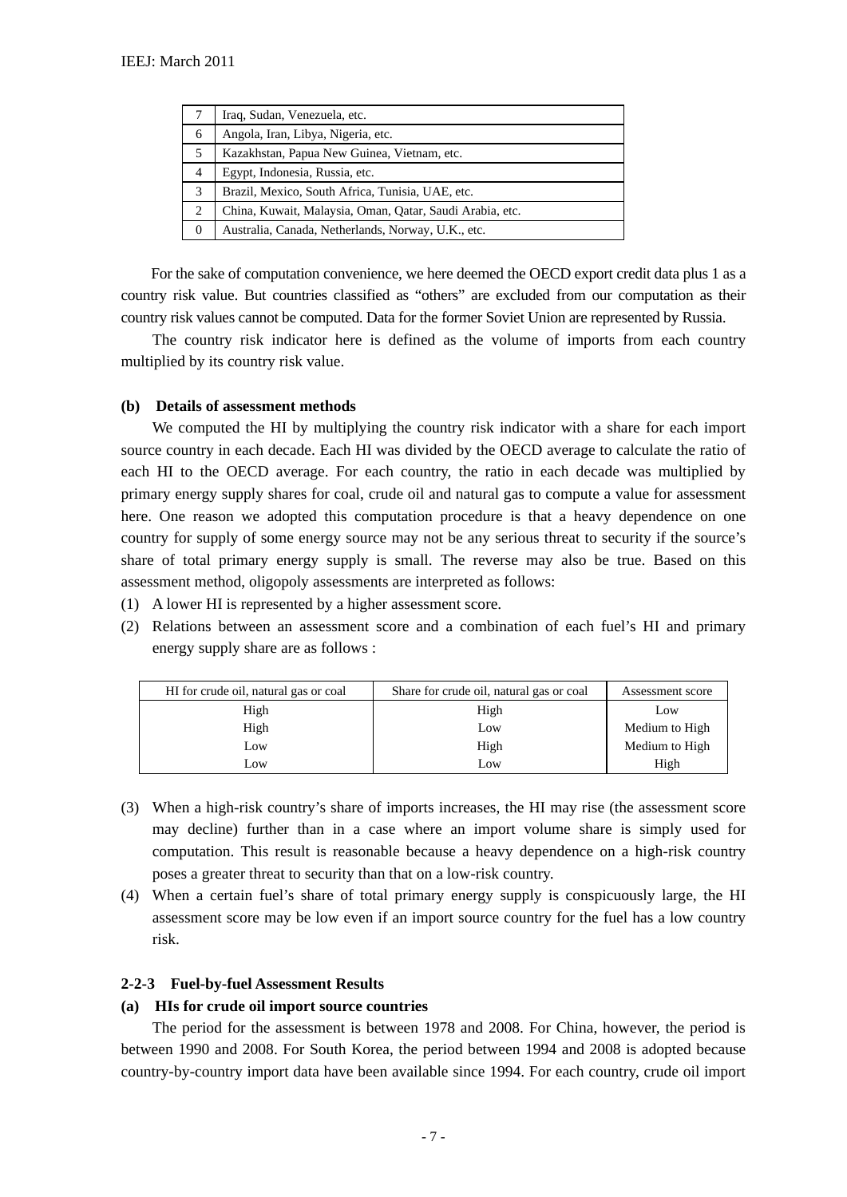| | |
|---|---|
| 7 | Iraq, Sudan, Venezuela, etc. |
| 6 | Angola, Iran, Libya, Nigeria, etc. |
| 5 | Kazakhstan, Papua New Guinea, Vietnam, etc. |
| 4 | Egypt, Indonesia, Russia, etc. |
| 3 | Brazil, Mexico, South Africa, Tunisia, UAE, etc. |
| 2 | China, Kuwait, Malaysia, Oman, Qatar, Saudi Arabia, etc. |
| 0 | Australia, Canada, Netherlands, Norway, U.K., etc. |

For the sake of computation convenience, we here deemed the OECD export credit data plus 1 as a country risk value. But countries classified as "others" are excluded from our computation as their country risk values cannot be computed. Data for the former Soviet Union are represented by Russia.

The country risk indicator here is defined as the volume of imports from each country multiplied by its country risk value.

**(b) Details of assessment methods**

We computed the HI by multiplying the country risk indicator with a share for each import source country in each decade. Each HI was divided by the OECD average to calculate the ratio of each HI to the OECD average. For each country, the ratio in each decade was multiplied by primary energy supply shares for coal, crude oil and natural gas to compute a value for assessment here. One reason we adopted this computation procedure is that a heavy dependence on one country for supply of some energy source may not be any serious threat to security if the source's share of total primary energy supply is small. The reverse may also be true. Based on this assessment method, oligopoly assessments are interpreted as follows:

(1) A lower HI is represented by a higher assessment score.

(2) Relations between an assessment score and a combination of each fuel's HI and primary energy supply share are as follows :

| HI for crude oil, natural gas or coal | Share for crude oil, natural gas or coal | Assessment score |
|---|---|---|
| High | High | Low |
| High | Low | Medium to High |
| Low | High | Medium to High |
| Low | Low | High |

(3) When a high-risk country's share of imports increases, the HI may rise (the assessment score may decline) further than in a case where an import volume share is simply used for computation. This result is reasonable because a heavy dependence on a high-risk country poses a greater threat to security than that on a low-risk country.

(4) When a certain fuel's share of total primary energy supply is conspicuously large, the HI assessment score may be low even if an import source country for the fuel has a low country risk.

### 2-2-3 Fuel-by-fuel Assessment Results

**(a) HIs for crude oil import source countries**

The period for the assessment is between 1978 and 2008. For China, however, the period is between 1990 and 2008. For South Korea, the period between 1994 and 2008 is adopted because country-by-country import data have been available since 1994. For each country, crude oil import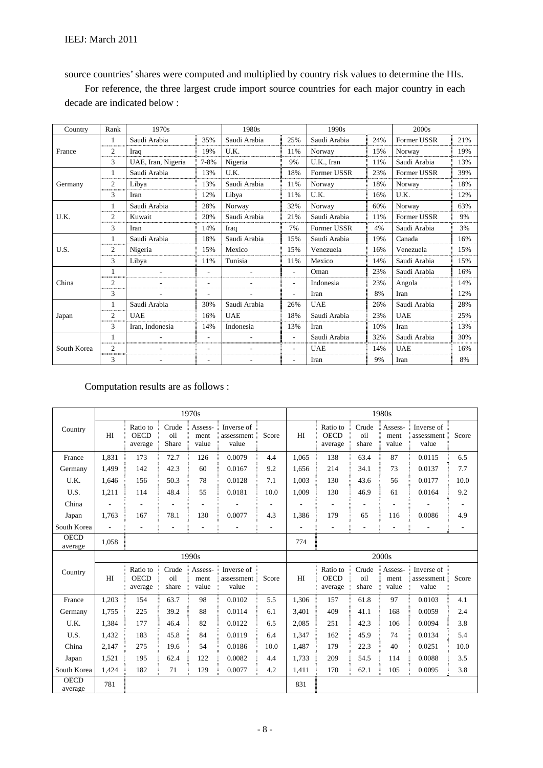source countries' shares were computed and multiplied by country risk values to determine the HIs.

For reference, the three largest crude import source countries for each major country in each decade are indicated below :

| Country | Rank | 1970s | | 1980s | | 1990s | | 2000s | |
|---|---|---|---|---|---|---|---|---|---|
| France | 1 | Saudi Arabia | 35% | Saudi Arabia | 25% | Saudi Arabia | 24% | Former USSR | 21% |
| | 2 | Iraq | 19% | U.K. | 11% | Norway | 15% | Norway | 19% |
| | 3 | UAE, Iran, Nigeria | 7-8% | Nigeria | 9% | U.K., Iran | 11% | Saudi Arabia | 13% |
| Germany | 1 | Saudi Arabia | 13% | U.K. | 18% | Former USSR | 23% | Former USSR | 39% |
| | 2 | Libya | 13% | Saudi Arabia | 11% | Norway | 18% | Norway | 18% |
| | 3 | Iran | 12% | Libya | 11% | U.K. | 16% | U.K. | 12% |
| U.K. | 1 | Saudi Arabia | 28% | Norway | 32% | Norway | 60% | Norway | 63% |
| | 2 | Kuwait | 20% | Saudi Arabia | 21% | Saudi Arabia | 11% | Former USSR | 9% |
| | 3 | Iran | 14% | Iraq | 7% | Former USSR | 4% | Saudi Arabia | 3% |
| U.S. | 1 | Saudi Arabia | 18% | Saudi Arabia | 15% | Saudi Arabia | 19% | Canada | 16% |
| | 2 | Nigeria | 15% | Mexico | 15% | Venezuela | 16% | Venezuela | 15% |
| | 3 | Libya | 11% | Tunisia | 11% | Mexico | 14% | Saudi Arabia | 15% |
| China | 1 | - | - | - | - | Oman | 23% | Saudi Arabia | 16% |
| | 2 | - | - | - | - | Indonesia | 23% | Angola | 14% |
| | 3 | - | - | - | - | Iran | 8% | Iran | 12% |
| Japan | 1 | Saudi Arabia | 30% | Saudi Arabia | 26% | UAE | 26% | Saudi Arabia | 28% |
| | 2 | UAE | 16% | UAE | 18% | Saudi Arabia | 23% | UAE | 25% |
| | 3 | Iran, Indonesia | 14% | Indonesia | 13% | Iran | 10% | Iran | 13% |
| South Korea | 1 | - | - | - | - | Saudi Arabia | 32% | Saudi Arabia | 30% |
| | 2 | - | - | - | - | UAE | 14% | UAE | 16% |
| | 3 | - | - | - | - | Iran | 9% | Iran | 8% |

Computation results are as follows :

| Country | 1970s | | | | | | 1980s | | | | | |
|---|---|---|---|---|---|---|---|---|---|---|---|---|
| | HI | Ratio to OECD average | Crude oil Share | Assess-ment value | Inverse of assessment value | Score | HI | Ratio to OECD average | Crude oil share | Assess-ment value | Inverse of assessment value | Score |
| France | 1,831 | 173 | 72.7 | 126 | 0.0079 | 4.4 | 1,065 | 138 | 63.4 | 87 | 0.0115 | 6.5 |
| Germany | 1,499 | 142 | 42.3 | 60 | 0.0167 | 9.2 | 1,656 | 214 | 34.1 | 73 | 0.0137 | 7.7 |
| U.K. | 1,646 | 156 | 50.3 | 78 | 0.0128 | 7.1 | 1,003 | 130 | 43.6 | 56 | 0.0177 | 10.0 |
| U.S. | 1,211 | 114 | 48.4 | 55 | 0.0181 | 10.0 | 1,009 | 130 | 46.9 | 61 | 0.0164 | 9.2 |
| China | - | - | - | - | - | - | - | - | - | - | - | - |
| Japan | 1,763 | 167 | 78.1 | 130 | 0.0077 | 4.3 | 1,386 | 179 | 65 | 116 | 0.0086 | 4.9 |
| South Korea | - | - | - | - | - | - | - | - | - | - | - | - |
| OECD average | 1,058 | | | | | | 774 | | | | | |
| | **1990s** | | | | | | **2000s** | | | | | |
| Country | HI | Ratio to OECD average | Crude oil share | Assess-ment value | Inverse of assessment value | Score | HI | Ratio to OECD average | Crude oil share | Assess-ment value | Inverse of assessment value | Score |
| France | 1,203 | 154 | 63.7 | 98 | 0.0102 | 5.5 | 1,306 | 157 | 61.8 | 97 | 0.0103 | 4.1 |
| Germany | 1,755 | 225 | 39.2 | 88 | 0.0114 | 6.1 | 3,401 | 409 | 41.1 | 168 | 0.0059 | 2.4 |
| U.K. | 1,384 | 177 | 46.4 | 82 | 0.0122 | 6.5 | 2,085 | 251 | 42.3 | 106 | 0.0094 | 3.8 |
| U.S. | 1,432 | 183 | 45.8 | 84 | 0.0119 | 6.4 | 1,347 | 162 | 45.9 | 74 | 0.0134 | 5.4 |
| China | 2,147 | 275 | 19.6 | 54 | 0.0186 | 10.0 | 1,487 | 179 | 22.3 | 40 | 0.0251 | 10.0 |
| Japan | 1,521 | 195 | 62.4 | 122 | 0.0082 | 4.4 | 1,733 | 209 | 54.5 | 114 | 0.0088 | 3.5 |
| South Korea | 1,424 | 182 | 71 | 129 | 0.0077 | 4.2 | 1,411 | 170 | 62.1 | 105 | 0.0095 | 3.8 |
| OECD average | 781 | | | | | | 831 | | | | | |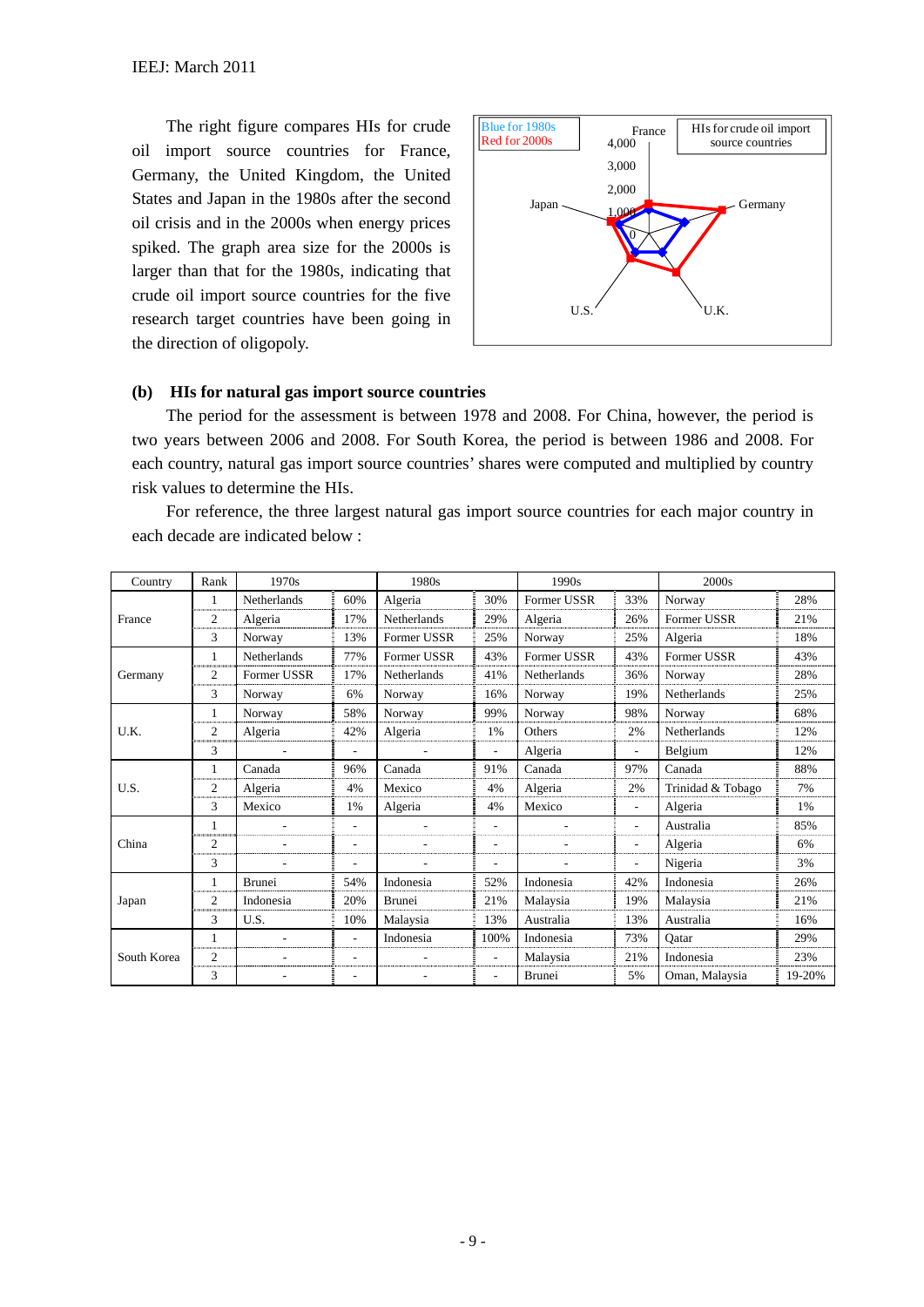The right figure compares HIs for crude oil import source countries for France, Germany, the United Kingdom, the United States and Japan in the 1980s after the second oil crisis and in the 2000s when energy prices spiked. The graph area size for the 2000s is larger than that for the 1980s, indicating that crude oil import source countries for the five research target countries have been going in the direction of oligopoly.

Blue for 1980s
Red for 2000s

HIs for crude oil import source countries

France, Germany, U.K., U.S., Japan

0, 1,000, 2,000, 3,000, 4,000

### (b) HIs for natural gas import source countries

The period for the assessment is between 1978 and 2008. For China, however, the period is two years between 2006 and 2008. For South Korea, the period is between 1986 and 2008. For each country, natural gas import source countries' shares were computed and multiplied by country risk values to determine the HIs.

For reference, the three largest natural gas import source countries for each major country in each decade are indicated below :

| Country | Rank | 1970s | | 1980s | | 1990s | | 2000s | |
|---|---|---|---|---|---|---|---|---|---|
| France | 1 | Netherlands | 60% | Algeria | 30% | Former USSR | 33% | Norway | 28% |
| | 2 | Algeria | 17% | Netherlands | 29% | Algeria | 26% | Former USSR | 21% |
| | 3 | Norway | 13% | Former USSR | 25% | Norway | 25% | Algeria | 18% |
| Germany | 1 | Netherlands | 77% | Former USSR | 43% | Former USSR | 43% | Former USSR | 43% |
| | 2 | Former USSR | 17% | Netherlands | 41% | Netherlands | 36% | Norway | 28% |
| | 3 | Norway | 6% | Norway | 16% | Norway | 19% | Netherlands | 25% |
| U.K. | 1 | Norway | 58% | Norway | 99% | Norway | 98% | Norway | 68% |
| | 2 | Algeria | 42% | Algeria | 1% | Others | 2% | Netherlands | 12% |
| | 3 | - | - | - | - | Algeria | - | Belgium | 12% |
| U.S. | 1 | Canada | 96% | Canada | 91% | Canada | 97% | Canada | 88% |
| | 2 | Algeria | 4% | Mexico | 4% | Algeria | 2% | Trinidad & Tobago | 7% |
| | 3 | Mexico | 1% | Algeria | 4% | Mexico | - | Algeria | 1% |
| China | 1 | - | - | - | - | - | - | Australia | 85% |
| | 2 | - | - | - | - | - | - | Algeria | 6% |
| | 3 | - | - | - | - | - | - | Nigeria | 3% |
| Japan | 1 | Brunei | 54% | Indonesia | 52% | Indonesia | 42% | Indonesia | 26% |
| | 2 | Indonesia | 20% | Brunei | 21% | Malaysia | 19% | Malaysia | 21% |
| | 3 | U.S. | 10% | Malaysia | 13% | Australia | 13% | Australia | 16% |
| South Korea | 1 | - | - | Indonesia | 100% | Indonesia | 73% | Qatar | 29% |
| | 2 | - | - | - | - | Malaysia | 21% | Indonesia | 23% |
| | 3 | - | - | - | - | Brunei | 5% | Oman, Malaysia | 19-20% |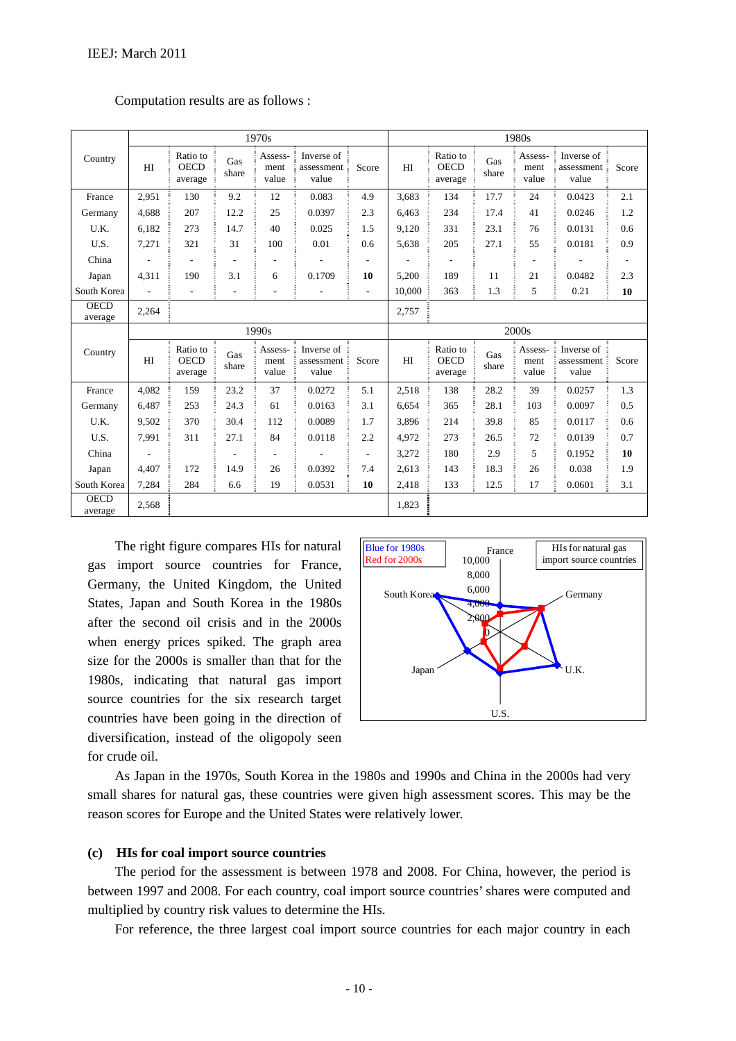Computation results are as follows :

| Country | 1970s | | | | | | 1980s | | | | | |
|---|---|---|---|---|---|---|---|---|---|---|---|---|
| | HI | Ratio to OECD average | Gas share | Assess-ment value | Inverse of assessment value | Score | HI | Ratio to OECD average | Gas share | Assess-ment value | Inverse of assessment value | Score |
| France | 2,951 | 130 | 9.2 | 12 | 0.083 | 4.9 | 3,683 | 134 | 17.7 | 24 | 0.0423 | 2.1 |
| Germany | 4,688 | 207 | 12.2 | 25 | 0.0397 | 2.3 | 6,463 | 234 | 17.4 | 41 | 0.0246 | 1.2 |
| U.K. | 6,182 | 273 | 14.7 | 40 | 0.025 | 1.5 | 9,120 | 331 | 23.1 | 76 | 0.0131 | 0.6 |
| U.S. | 7,271 | 321 | 31 | 100 | 0.01 | 0.6 | 5,638 | 205 | 27.1 | 55 | 0.0181 | 0.9 |
| China | - | - | - | - | - | - | - | - | | - | - | - |
| Japan | 4,311 | 190 | 3.1 | 6 | 0.1709 | **10** | 5,200 | 189 | 11 | 21 | 0.0482 | 2.3 |
| South Korea | - | - | - | - | - | - | 10,000 | 363 | 1.3 | 5 | 0.21 | **10** |
| OECD average | 2,264 | | | | | | 2,757 | | | | | |

| Country | 1990s | | | | | | 2000s | | | | | |
|---|---|---|---|---|---|---|---|---|---|---|---|---|
| | HI | Ratio to OECD average | Gas share | Assess-ment value | Inverse of assessment value | Score | HI | Ratio to OECD average | Gas share | Assess-ment value | Inverse of assessment value | Score |
| France | 4,082 | 159 | 23.2 | 37 | 0.0272 | 5.1 | 2,518 | 138 | 28.2 | 39 | 0.0257 | 1.3 |
| Germany | 6,487 | 253 | 24.3 | 61 | 0.0163 | 3.1 | 6,654 | 365 | 28.1 | 103 | 0.0097 | 0.5 |
| U.K. | 9,502 | 370 | 30.4 | 112 | 0.0089 | 1.7 | 3,896 | 214 | 39.8 | 85 | 0.0117 | 0.6 |
| U.S. | 7,991 | 311 | 27.1 | 84 | 0.0118 | 2.2 | 4,972 | 273 | 26.5 | 72 | 0.0139 | 0.7 |
| China | - | | - | - | - | - | 3,272 | 180 | 2.9 | 5 | 0.1952 | **10** |
| Japan | 4,407 | 172 | 14.9 | 26 | 0.0392 | 7.4 | 2,613 | 143 | 18.3 | 26 | 0.038 | 1.9 |
| South Korea | 7,284 | 284 | 6.6 | 19 | 0.0531 | **10** | 2,418 | 133 | 12.5 | 17 | 0.0601 | 3.1 |
| OECD average | 2,568 | | | | | | 1,823 | | | | | |

The right figure compares HIs for natural gas import source countries for France, Germany, the United Kingdom, the United States, Japan and South Korea in the 1980s after the second oil crisis and in the 2000s when energy prices spiked. The graph area size for the 2000s is smaller than that for the 1980s, indicating that natural gas import source countries for the six research target countries have been going in the direction of diversification, instead of the oligopoly seen for crude oil.

HIs for natural gas import source countries

Blue for 1980s
Red for 2000s

As Japan in the 1970s, South Korea in the 1980s and 1990s and China in the 2000s had very small shares for natural gas, these countries were given high assessment scores. This may be the reason scores for Europe and the United States were relatively lower.

### (c) HIs for coal import source countries

The period for the assessment is between 1978 and 2008. For China, however, the period is between 1997 and 2008. For each country, coal import source countries' shares were computed and multiplied by country risk values to determine the HIs.

For reference, the three largest coal import source countries for each major country in each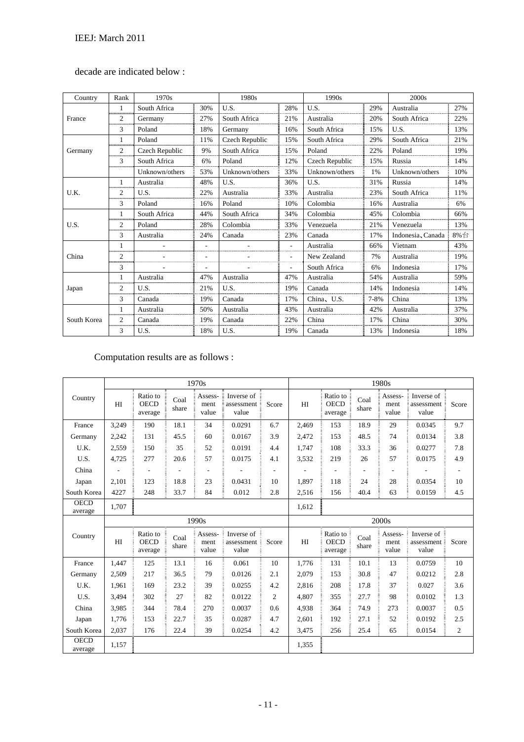decade are indicated below :

| Country | Rank | 1970s | | 1980s | | 1990s | | 2000s | |
|---|---|---|---|---|---|---|---|---|---|
| France | 1 | South Africa | 30% | U.S. | 28% | U.S. | 29% | Australia | 27% |
| | 2 | Germany | 27% | South Africa | 21% | Australia | 20% | South Africa | 22% |
| | 3 | Poland | 18% | Germany | 16% | South Africa | 15% | U.S. | 13% |
| Germany | 1 | Poland | 11% | Czech Republic | 15% | South Africa | 29% | South Africa | 21% |
| | 2 | Czech Republic | 9% | South Africa | 15% | Poland | 22% | Poland | 19% |
| | 3 | South Africa | 6% | Poland | 12% | Czech Republic | 15% | Russia | 14% |
| | | Unknown/others | 53% | Unknown/others | 33% | Unknown/others | 1% | Unknown/others | 10% |
| U.K. | 1 | Australia | 48% | U.S. | 36% | U.S. | 31% | Russia | 14% |
| | 2 | U.S. | 22% | Australia | 33% | Australia | 23% | South Africa | 11% |
| | 3 | Poland | 16% | Poland | 10% | Colombia | 16% | Australia | 6% |
| U.S. | 1 | South Africa | 44% | South Africa | 34% | Colombia | 45% | Colombia | 66% |
| | 2 | Poland | 28% | Colombia | 33% | Venezuela | 21% | Venezuela | 13% |
| | 3 | Australia | 24% | Canada | 23% | Canada | 17% | Indonesia、Canada | 8%台 |
| China | 1 | - | - | - | - | Australia | 66% | Vietnam | 43% |
| | 2 | - | - | - | - | New Zealand | 7% | Australia | 19% |
| | 3 | - | - | - | - | South Africa | 6% | Indonesia | 17% |
| Japan | 1 | Australia | 47% | Australia | 47% | Australia | 54% | Australia | 59% |
| | 2 | U.S. | 21% | U.S. | 19% | Canada | 14% | Indonesia | 14% |
| | 3 | Canada | 19% | Canada | 17% | China、U.S. | 7-8% | China | 13% |
| South Korea | 1 | Australia | 50% | Australia | 43% | Australia | 42% | Australia | 37% |
| | 2 | Canada | 19% | Canada | 22% | China | 17% | China | 30% |
| | 3 | U.S. | 18% | U.S. | 19% | Canada | 13% | Indonesia | 18% |

Computation results are as follows :

| Country | 1970s | | | | | | 1980s | | | | | |
|---|---|---|---|---|---|---|---|---|---|---|---|---|
| | HI | Ratio to OECD average | Coal share | Assess-ment value | Inverse of assessment value | Score | HI | Ratio to OECD average | Coal share | Assess-ment value | Inverse of assessment value | Score |
| France | 3,249 | 190 | 18.1 | 34 | 0.0291 | 6.7 | 2,469 | 153 | 18.9 | 29 | 0.0345 | 9.7 |
| Germany | 2,242 | 131 | 45.5 | 60 | 0.0167 | 3.9 | 2,472 | 153 | 48.5 | 74 | 0.0134 | 3.8 |
| U.K. | 2,559 | 150 | 35 | 52 | 0.0191 | 4.4 | 1,747 | 108 | 33.3 | 36 | 0.0277 | 7.8 |
| U.S. | 4,725 | 277 | 20.6 | 57 | 0.0175 | 4.1 | 3,532 | 219 | 26 | 57 | 0.0175 | 4.9 |
| China | - | - | - | - | - | - | - | - | - | - | - | - |
| Japan | 2,101 | 123 | 18.8 | 23 | 0.0431 | 10 | 1,897 | 118 | 24 | 28 | 0.0354 | 10 |
| South Korea | 4227 | 248 | 33.7 | 84 | 0.012 | 2.8 | 2,516 | 156 | 40.4 | 63 | 0.0159 | 4.5 |
| OECD average | 1,707 | | | | | | 1,612 | | | | | |

| Country | 1990s | | | | | | 2000s | | | | | |
|---|---|---|---|---|---|---|---|---|---|---|---|---|
| | HI | Ratio to OECD average | Coal share | Assess-ment value | Inverse of assessment value | Score | HI | Ratio to OECD average | Coal share | Assess-ment value | Inverse of assessment value | Score |
| France | 1,447 | 125 | 13.1 | 16 | 0.061 | 10 | 1,776 | 131 | 10.1 | 13 | 0.0759 | 10 |
| Germany | 2,509 | 217 | 36.5 | 79 | 0.0126 | 2.1 | 2,079 | 153 | 30.8 | 47 | 0.0212 | 2.8 |
| U.K. | 1,961 | 169 | 23.2 | 39 | 0.0255 | 4.2 | 2,816 | 208 | 17.8 | 37 | 0.027 | 3.6 |
| U.S. | 3,494 | 302 | 27 | 82 | 0.0122 | 2 | 4,807 | 355 | 27.7 | 98 | 0.0102 | 1.3 |
| China | 3,985 | 344 | 78.4 | 270 | 0.0037 | 0.6 | 4,938 | 364 | 74.9 | 273 | 0.0037 | 0.5 |
| Japan | 1,776 | 153 | 22.7 | 35 | 0.0287 | 4.7 | 2,601 | 192 | 27.1 | 52 | 0.0192 | 2.5 |
| South Korea | 2,037 | 176 | 22.4 | 39 | 0.0254 | 4.2 | 3,475 | 256 | 25.4 | 65 | 0.0154 | 2 |
| OECD average | 1,157 | | | | | | 1,355 | | | | | |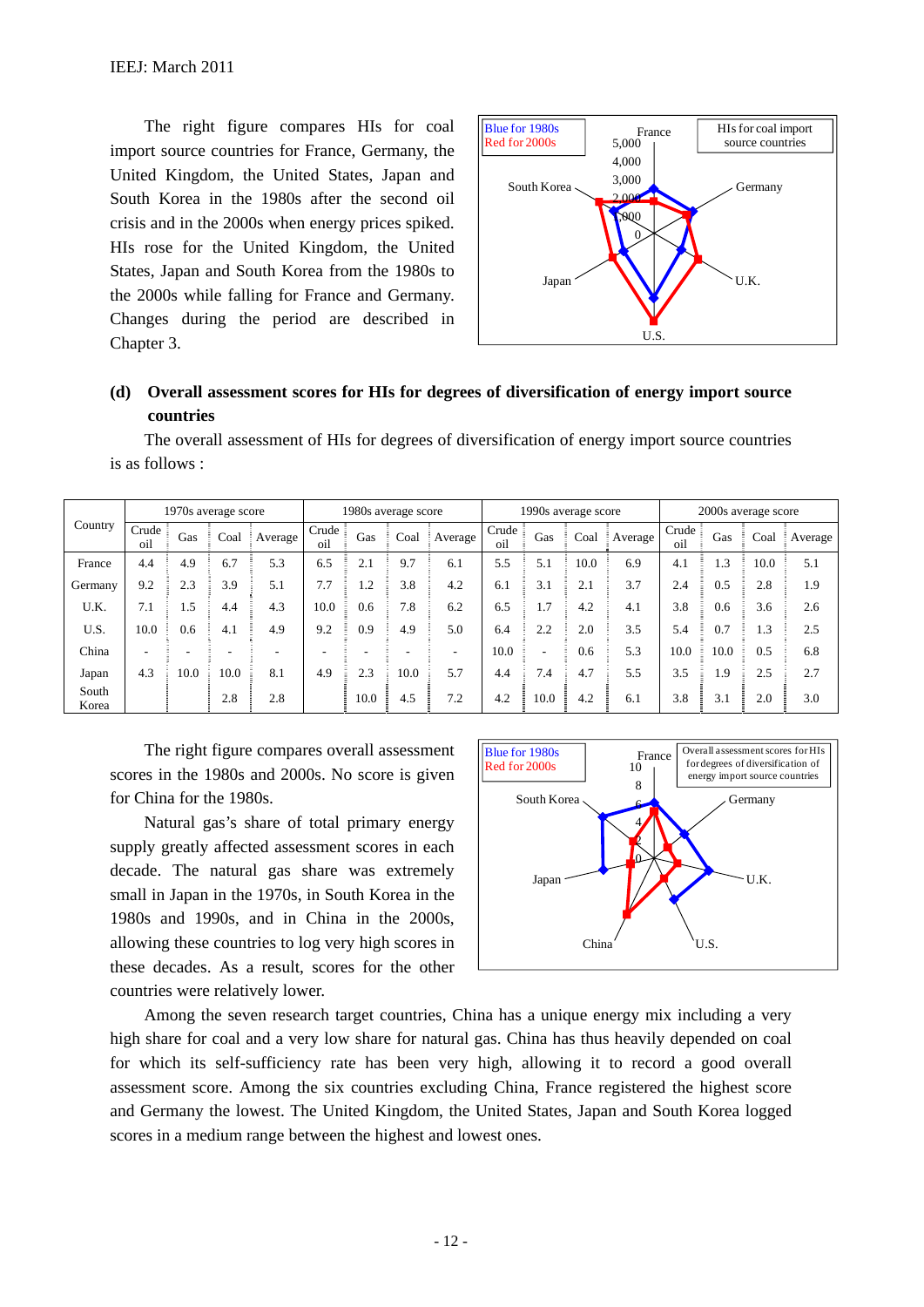The right figure compares HIs for coal import source countries for France, Germany, the United Kingdom, the United States, Japan and South Korea in the 1980s after the second oil crisis and in the 2000s when energy prices spiked. HIs rose for the United Kingdom, the United States, Japan and South Korea from the 1980s to the 2000s while falling for France and Germany. Changes during the period are described in Chapter 3.

**(d) Overall assessment scores for HIs for degrees of diversification of energy import source countries**

The overall assessment of HIs for degrees of diversification of energy import source countries is as follows :

| Country | 1970s average score | | | | 1980s average score | | | | 1990s average score | | | | 2000s average score | | | |
|---|---|---|---|---|---|---|---|---|---|---|---|---|---|---|---|---|
| | Crude oil | Gas | Coal | Average | Crude oil | Gas | Coal | Average | Crude oil | Gas | Coal | Average | Crude oil | Gas | Coal | Average |
| France | 4.4 | 4.9 | 6.7 | 5.3 | 6.5 | 2.1 | 9.7 | 6.1 | 5.5 | 5.1 | 10.0 | 6.9 | 4.1 | 1.3 | 10.0 | 5.1 |
| Germany | 9.2 | 2.3 | 3.9 | 5.1 | 7.7 | 1.2 | 3.8 | 4.2 | 6.1 | 3.1 | 2.1 | 3.7 | 2.4 | 0.5 | 2.8 | 1.9 |
| U.K. | 7.1 | 1.5 | 4.4 | 4.3 | 10.0 | 0.6 | 7.8 | 6.2 | 6.5 | 1.7 | 4.2 | 4.1 | 3.8 | 0.6 | 3.6 | 2.6 |
| U.S. | 10.0 | 0.6 | 4.1 | 4.9 | 9.2 | 0.9 | 4.9 | 5.0 | 6.4 | 2.2 | 2.0 | 3.5 | 5.4 | 0.7 | 1.3 | 2.5 |
| China | - | - | - | - | - | - | - | - | 10.0 | - | 0.6 | 5.3 | 10.0 | 10.0 | 0.5 | 6.8 |
| Japan | 4.3 | 10.0 | 10.0 | 8.1 | 4.9 | 2.3 | 10.0 | 5.7 | 4.4 | 7.4 | 4.7 | 5.5 | 3.5 | 1.9 | 2.5 | 2.7 |
| South Korea | | | 2.8 | 2.8 | | 10.0 | 4.5 | 7.2 | 4.2 | 10.0 | 4.2 | 6.1 | 3.8 | 3.1 | 2.0 | 3.0 |

The right figure compares overall assessment scores in the 1980s and 2000s. No score is given for China for the 1980s.

Natural gas's share of total primary energy supply greatly affected assessment scores in each decade. The natural gas share was extremely small in Japan in the 1970s, in South Korea in the 1980s and 1990s, and in China in the 2000s, allowing these countries to log very high scores in these decades. As a result, scores for the other countries were relatively lower.

Among the seven research target countries, China has a unique energy mix including a very high share for coal and a very low share for natural gas. China has thus heavily depended on coal for which its self-sufficiency rate has been very high, allowing it to record a good overall assessment score. Among the six countries excluding China, France registered the highest score and Germany the lowest. The United Kingdom, the United States, Japan and South Korea logged scores in a medium range between the highest and lowest ones.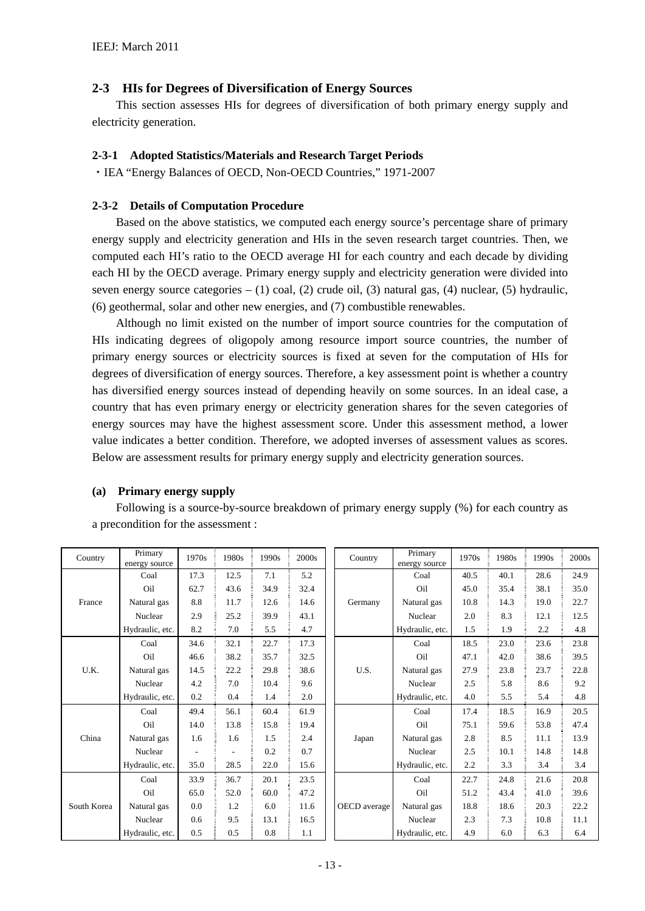### 2-3 HIs for Degrees of Diversification of Energy Sources

This section assesses HIs for degrees of diversification of both primary energy supply and electricity generation.

#### 2-3-1 Adopted Statistics/Materials and Research Target Periods

・IEA "Energy Balances of OECD, Non-OECD Countries," 1971-2007

#### 2-3-2 Details of Computation Procedure

Based on the above statistics, we computed each energy source's percentage share of primary energy supply and electricity generation and HIs in the seven research target countries. Then, we computed each HI's ratio to the OECD average HI for each country and each decade by dividing each HI by the OECD average. Primary energy supply and electricity generation were divided into seven energy source categories – (1) coal, (2) crude oil, (3) natural gas, (4) nuclear, (5) hydraulic, (6) geothermal, solar and other new energies, and (7) combustible renewables.

Although no limit existed on the number of import source countries for the computation of HIs indicating degrees of oligopoly among resource import source countries, the number of primary energy sources or electricity sources is fixed at seven for the computation of HIs for degrees of diversification of energy sources. Therefore, a key assessment point is whether a country has diversified energy sources instead of depending heavily on some sources. In an ideal case, a country that has even primary energy or electricity generation shares for the seven categories of energy sources may have the highest assessment score. Under this assessment method, a lower value indicates a better condition. Therefore, we adopted inverses of assessment values as scores. Below are assessment results for primary energy supply and electricity generation sources.

**(a) Primary energy supply**

Following is a source-by-source breakdown of primary energy supply (%) for each country as a precondition for the assessment :

| Country | Primary energy source | 1970s | 1980s | 1990s | 2000s |
|---|---|---|---|---|---|
| France | Coal | 17.3 | 12.5 | 7.1 | 5.2 |
| | Oil | 62.7 | 43.6 | 34.9 | 32.4 |
| | Natural gas | 8.8 | 11.7 | 12.6 | 14.6 |
| | Nuclear | 2.9 | 25.2 | 39.9 | 43.1 |
| | Hydraulic, etc. | 8.2 | 7.0 | 5.5 | 4.7 |
| U.K. | Coal | 34.6 | 32.1 | 22.7 | 17.3 |
| | Oil | 46.6 | 38.2 | 35.7 | 32.5 |
| | Natural gas | 14.5 | 22.2 | 29.8 | 38.6 |
| | Nuclear | 4.2 | 7.0 | 10.4 | 9.6 |
| | Hydraulic, etc. | 0.2 | 0.4 | 1.4 | 2.0 |
| China | Coal | 49.4 | 56.1 | 60.4 | 61.9 |
| | Oil | 14.0 | 13.8 | 15.8 | 19.4 |
| | Natural gas | 1.6 | 1.6 | 1.5 | 2.4 |
| | Nuclear | - | - | 0.2 | 0.7 |
| | Hydraulic, etc. | 35.0 | 28.5 | 22.0 | 15.6 |
| South Korea | Coal | 33.9 | 36.7 | 20.1 | 23.5 |
| | Oil | 65.0 | 52.0 | 60.0 | 47.2 |
| | Natural gas | 0.0 | 1.2 | 6.0 | 11.6 |
| | Nuclear | 0.6 | 9.5 | 13.1 | 16.5 |
| | Hydraulic, etc. | 0.5 | 0.5 | 0.8 | 1.1 |

| Country | Primary energy source | 1970s | 1980s | 1990s | 2000s |
|---|---|---|---|---|---|
| Germany | Coal | 40.5 | 40.1 | 28.6 | 24.9 |
| | Oil | 45.0 | 35.4 | 38.1 | 35.0 |
| | Natural gas | 10.8 | 14.3 | 19.0 | 22.7 |
| | Nuclear | 2.0 | 8.3 | 12.1 | 12.5 |
| | Hydraulic, etc. | 1.5 | 1.9 | 2.2 | 4.8 |
| U.S. | Coal | 18.5 | 23.0 | 23.6 | 23.8 |
| | Oil | 47.1 | 42.0 | 38.6 | 39.5 |
| | Natural gas | 27.9 | 23.8 | 23.7 | 22.8 |
| | Nuclear | 2.5 | 5.8 | 8.6 | 9.2 |
| | Hydraulic, etc. | 4.0 | 5.5 | 5.4 | 4.8 |
| Japan | Coal | 17.4 | 18.5 | 16.9 | 20.5 |
| | Oil | 75.1 | 59.6 | 53.8 | 47.4 |
| | Natural gas | 2.8 | 8.5 | 11.1 | 13.9 |
| | Nuclear | 2.5 | 10.1 | 14.8 | 14.8 |
| | Hydraulic, etc. | 2.2 | 3.3 | 3.4 | 3.4 |
| OECD average | Coal | 22.7 | 24.8 | 21.6 | 20.8 |
| | Oil | 51.2 | 43.4 | 41.0 | 39.6 |
| | Natural gas | 18.8 | 18.6 | 20.3 | 22.2 |
| | Nuclear | 2.3 | 7.3 | 10.8 | 11.1 |
| | Hydraulic, etc. | 4.9 | 6.0 | 6.3 | 6.4 |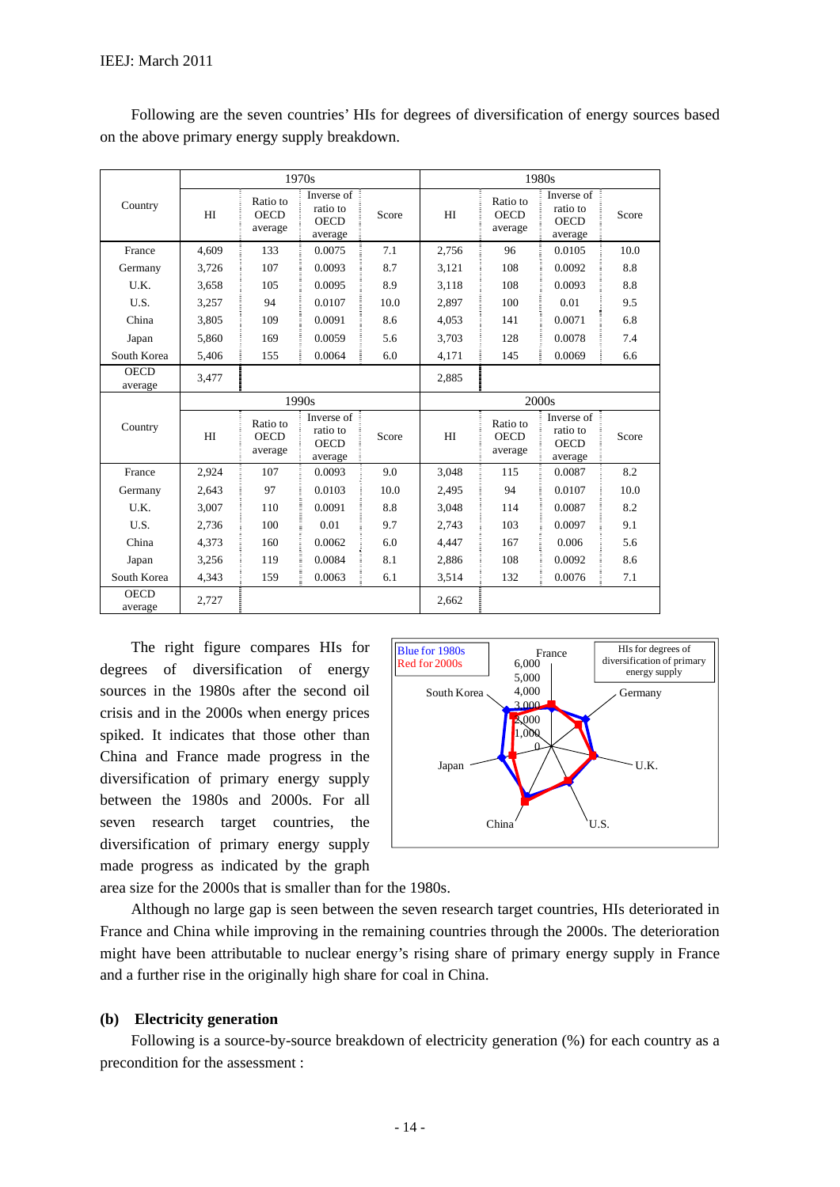Following are the seven countries' HIs for degrees of diversification of energy sources based on the above primary energy supply breakdown.

| Country | 1970s | | | | 1980s | | | |
|---|---|---|---|---|---|---|---|---|
| | HI | Ratio to OECD average | Inverse of ratio to OECD average | Score | HI | Ratio to OECD average | Inverse of ratio to OECD average | Score |
| France | 4,609 | 133 | 0.0075 | 7.1 | 2,756 | 96 | 0.0105 | 10.0 |
| Germany | 3,726 | 107 | 0.0093 | 8.7 | 3,121 | 108 | 0.0092 | 8.8 |
| U.K. | 3,658 | 105 | 0.0095 | 8.9 | 3,118 | 108 | 0.0093 | 8.8 |
| U.S. | 3,257 | 94 | 0.0107 | 10.0 | 2,897 | 100 | 0.01 | 9.5 |
| China | 3,805 | 109 | 0.0091 | 8.6 | 4,053 | 141 | 0.0071 | 6.8 |
| Japan | 5,860 | 169 | 0.0059 | 5.6 | 3,703 | 128 | 0.0078 | 7.4 |
| South Korea | 5,406 | 155 | 0.0064 | 6.0 | 4,171 | 145 | 0.0069 | 6.6 |
| OECD average | 3,477 | | | | 2,885 | | | |

| Country | 1990s | | | | 2000s | | | |
|---|---|---|---|---|---|---|---|---|
| | HI | Ratio to OECD average | Inverse of ratio to OECD average | Score | HI | Ratio to OECD average | Inverse of ratio to OECD average | Score |
| France | 2,924 | 107 | 0.0093 | 9.0 | 3,048 | 115 | 0.0087 | 8.2 |
| Germany | 2,643 | 97 | 0.0103 | 10.0 | 2,495 | 94 | 0.0107 | 10.0 |
| U.K. | 3,007 | 110 | 0.0091 | 8.8 | 3,048 | 114 | 0.0087 | 8.2 |
| U.S. | 2,736 | 100 | 0.01 | 9.7 | 2,743 | 103 | 0.0097 | 9.1 |
| China | 4,373 | 160 | 0.0062 | 6.0 | 4,447 | 167 | 0.006 | 5.6 |
| Japan | 3,256 | 119 | 0.0084 | 8.1 | 2,886 | 108 | 0.0092 | 8.6 |
| South Korea | 4,343 | 159 | 0.0063 | 6.1 | 3,514 | 132 | 0.0076 | 7.1 |
| OECD average | 2,727 | | | | 2,662 | | | |

The right figure compares HIs for degrees of diversification of energy sources in the 1980s after the second oil crisis and in the 2000s when energy prices spiked. It indicates that those other than China and France made progress in the diversification of primary energy supply between the 1980s and 2000s. For all seven research target countries, the diversification of primary energy supply made progress as indicated by the graph area size for the 2000s that is smaller than for the 1980s.

Although no large gap is seen between the seven research target countries, HIs deteriorated in France and China while improving in the remaining countries through the 2000s. The deterioration might have been attributable to nuclear energy's rising share of primary energy supply in France and a further rise in the originally high share for coal in China.

**(b) Electricity generation**

Following is a source-by-source breakdown of electricity generation (%) for each country as a precondition for the assessment :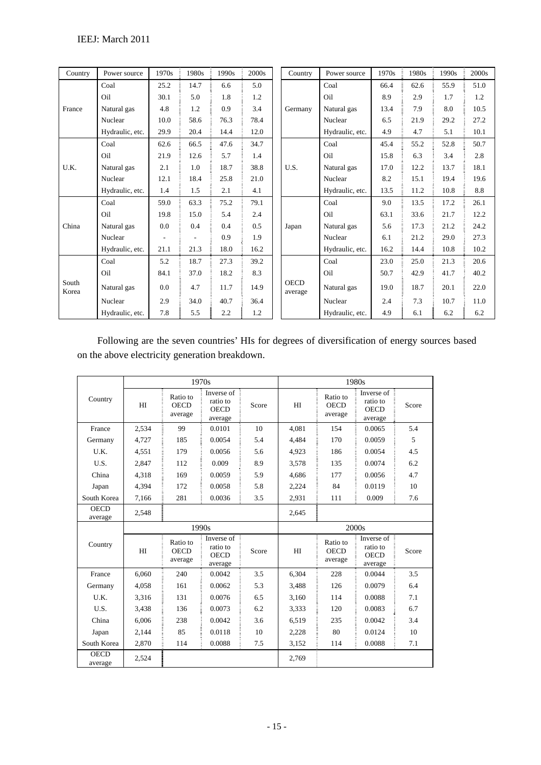| Country | Power source | 1970s | 1980s | 1990s | 2000s | Country | Power source | 1970s | 1980s | 1990s | 2000s |
|---|---|---|---|---|---|---|---|---|---|---|---|
| France | Coal | 25.2 | 14.7 | 6.6 | 5.0 | Germany | Coal | 66.4 | 62.6 | 55.9 | 51.0 |
| | Oil | 30.1 | 5.0 | 1.8 | 1.2 | | Oil | 8.9 | 2.9 | 1.7 | 1.2 |
| | Natural gas | 4.8 | 1.2 | 0.9 | 3.4 | | Natural gas | 13.4 | 7.9 | 8.0 | 10.5 |
| | Nuclear | 10.0 | 58.6 | 76.3 | 78.4 | | Nuclear | 6.5 | 21.9 | 29.2 | 27.2 |
| | Hydraulic, etc. | 29.9 | 20.4 | 14.4 | 12.0 | | Hydraulic, etc. | 4.9 | 4.7 | 5.1 | 10.1 |
| U.K. | Coal | 62.6 | 66.5 | 47.6 | 34.7 | U.S. | Coal | 45.4 | 55.2 | 52.8 | 50.7 |
| | Oil | 21.9 | 12.6 | 5.7 | 1.4 | | Oil | 15.8 | 6.3 | 3.4 | 2.8 |
| | Natural gas | 2.1 | 1.0 | 18.7 | 38.8 | | Natural gas | 17.0 | 12.2 | 13.7 | 18.1 |
| | Nuclear | 12.1 | 18.4 | 25.8 | 21.0 | | Nuclear | 8.2 | 15.1 | 19.4 | 19.6 |
| | Hydraulic, etc. | 1.4 | 1.5 | 2.1 | 4.1 | | Hydraulic, etc. | 13.5 | 11.2 | 10.8 | 8.8 |
| China | Coal | 59.0 | 63.3 | 75.2 | 79.1 | Japan | Coal | 9.0 | 13.5 | 17.2 | 26.1 |
| | Oil | 19.8 | 15.0 | 5.4 | 2.4 | | Oil | 63.1 | 33.6 | 21.7 | 12.2 |
| | Natural gas | 0.0 | 0.4 | 0.4 | 0.5 | | Natural gas | 5.6 | 17.3 | 21.2 | 24.2 |
| | Nuclear | - | - | 0.9 | 1.9 | | Nuclear | 6.1 | 21.2 | 29.0 | 27.3 |
| | Hydraulic, etc. | 21.1 | 21.3 | 18.0 | 16.2 | | Hydraulic, etc. | 16.2 | 14.4 | 10.8 | 10.2 |
| South Korea | Coal | 5.2 | 18.7 | 27.3 | 39.2 | OECD average | Coal | 23.0 | 25.0 | 21.3 | 20.6 |
| | Oil | 84.1 | 37.0 | 18.2 | 8.3 | | Oil | 50.7 | 42.9 | 41.7 | 40.2 |
| | Natural gas | 0.0 | 4.7 | 11.7 | 14.9 | | Natural gas | 19.0 | 18.7 | 20.1 | 22.0 |
| | Nuclear | 2.9 | 34.0 | 40.7 | 36.4 | | Nuclear | 2.4 | 7.3 | 10.7 | 11.0 |
| | Hydraulic, etc. | 7.8 | 5.5 | 2.2 | 1.2 | | Hydraulic, etc. | 4.9 | 6.1 | 6.2 | 6.2 |

Following are the seven countries' HIs for degrees of diversification of energy sources based on the above electricity generation breakdown.

| | 1970s | | | | 1980s | | | |
|---|---|---|---|---|---|---|---|---|
| Country | HI | Ratio to OECD average | Inverse of ratio to OECD average | Score | HI | Ratio to OECD average | Inverse of ratio to OECD average | Score |
| France | 2,534 | 99 | 0.0101 | 10 | 4,081 | 154 | 0.0065 | 5.4 |
| Germany | 4,727 | 185 | 0.0054 | 5.4 | 4,484 | 170 | 0.0059 | 5 |
| U.K. | 4,551 | 179 | 0.0056 | 5.6 | 4,923 | 186 | 0.0054 | 4.5 |
| U.S. | 2,847 | 112 | 0.009 | 8.9 | 3,578 | 135 | 0.0074 | 6.2 |
| China | 4,318 | 169 | 0.0059 | 5.9 | 4,686 | 177 | 0.0056 | 4.7 |
| Japan | 4,394 | 172 | 0.0058 | 5.8 | 2,224 | 84 | 0.0119 | 10 |
| South Korea | 7,166 | 281 | 0.0036 | 3.5 | 2,931 | 111 | 0.009 | 7.6 |
| OECD average | 2,548 | | | | 2,645 | | | |
| | 1990s | | | | 2000s | | | |
| Country | HI | Ratio to OECD average | Inverse of ratio to OECD average | Score | HI | Ratio to OECD average | Inverse of ratio to OECD average | Score |
| France | 6,060 | 240 | 0.0042 | 3.5 | 6,304 | 228 | 0.0044 | 3.5 |
| Germany | 4,058 | 161 | 0.0062 | 5.3 | 3,488 | 126 | 0.0079 | 6.4 |
| U.K. | 3,316 | 131 | 0.0076 | 6.5 | 3,160 | 114 | 0.0088 | 7.1 |
| U.S. | 3,438 | 136 | 0.0073 | 6.2 | 3,333 | 120 | 0.0083 | 6.7 |
| China | 6,006 | 238 | 0.0042 | 3.6 | 6,519 | 235 | 0.0042 | 3.4 |
| Japan | 2,144 | 85 | 0.0118 | 10 | 2,228 | 80 | 0.0124 | 10 |
| South Korea | 2,870 | 114 | 0.0088 | 7.5 | 3,152 | 114 | 0.0088 | 7.1 |
| OECD average | 2,524 | | | | 2,769 | | | |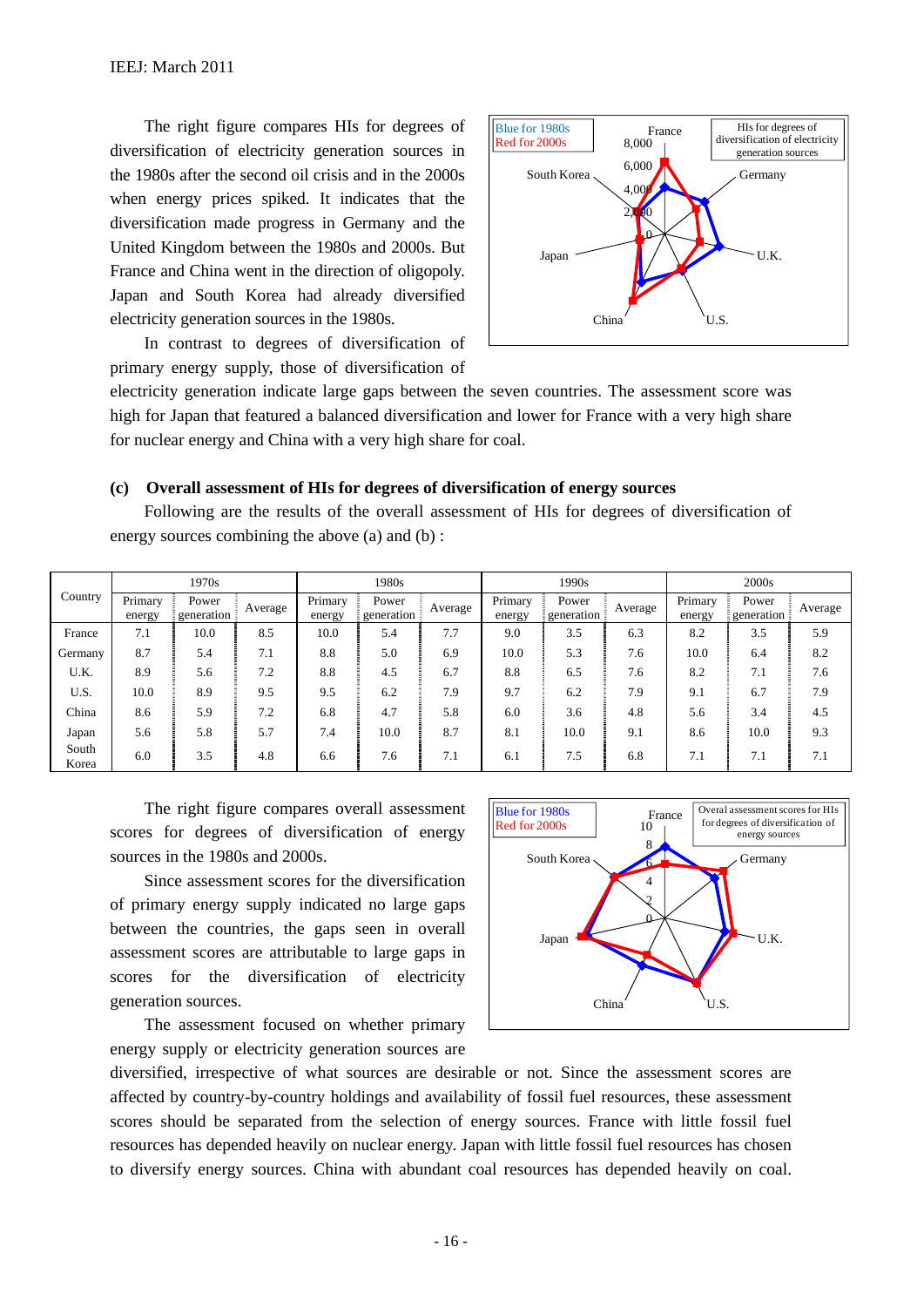The right figure compares HIs for degrees of diversification of electricity generation sources in the 1980s after the second oil crisis and in the 2000s when energy prices spiked. It indicates that the diversification made progress in Germany and the United Kingdom between the 1980s and 2000s. But France and China went in the direction of oligopoly. Japan and South Korea had already diversified electricity generation sources in the 1980s.

In contrast to degrees of diversification of primary energy supply, those of diversification of electricity generation indicate large gaps between the seven countries. The assessment score was high for Japan that featured a balanced diversification and lower for France with a very high share for nuclear energy and China with a very high share for coal.

**(c) Overall assessment of HIs for degrees of diversification of energy sources**

Following are the results of the overall assessment of HIs for degrees of diversification of energy sources combining the above (a) and (b) :

| Country | 1970s | | | 1980s | | | 1990s | | | 2000s | | |
|---|---|---|---|---|---|---|---|---|---|---|---|---|
| | Primary energy | Power generation | Average | Primary energy | Power generation | Average | Primary energy | Power generation | Average | Primary energy | Power generation | Average |
| France | 7.1 | 10.0 | 8.5 | 10.0 | 5.4 | 7.7 | 9.0 | 3.5 | 6.3 | 8.2 | 3.5 | 5.9 |
| Germany | 8.7 | 5.4 | 7.1 | 8.8 | 5.0 | 6.9 | 10.0 | 5.3 | 7.6 | 10.0 | 6.4 | 8.2 |
| U.K. | 8.9 | 5.6 | 7.2 | 8.8 | 4.5 | 6.7 | 8.8 | 6.5 | 7.6 | 8.2 | 7.1 | 7.6 |
| U.S. | 10.0 | 8.9 | 9.5 | 9.5 | 6.2 | 7.9 | 9.7 | 6.2 | 7.9 | 9.1 | 6.7 | 7.9 |
| China | 8.6 | 5.9 | 7.2 | 6.8 | 4.7 | 5.8 | 6.0 | 3.6 | 4.8 | 5.6 | 3.4 | 4.5 |
| Japan | 5.6 | 5.8 | 5.7 | 7.4 | 10.0 | 8.7 | 8.1 | 10.0 | 9.1 | 8.6 | 10.0 | 9.3 |
| South Korea | 6.0 | 3.5 | 4.8 | 6.6 | 7.6 | 7.1 | 6.1 | 7.5 | 6.8 | 7.1 | 7.1 | 7.1 |

The right figure compares overall assessment scores for degrees of diversification of energy sources in the 1980s and 2000s.

Since assessment scores for the diversification of primary energy supply indicated no large gaps between the countries, the gaps seen in overall assessment scores are attributable to large gaps in scores for the diversification of electricity generation sources.

The assessment focused on whether primary energy supply or electricity generation sources are diversified, irrespective of what sources are desirable or not. Since the assessment scores are affected by country-by-country holdings and availability of fossil fuel resources, these assessment scores should be separated from the selection of energy sources. France with little fossil fuel resources has depended heavily on nuclear energy. Japan with little fossil fuel resources has chosen to diversify energy sources. China with abundant coal resources has depended heavily on coal.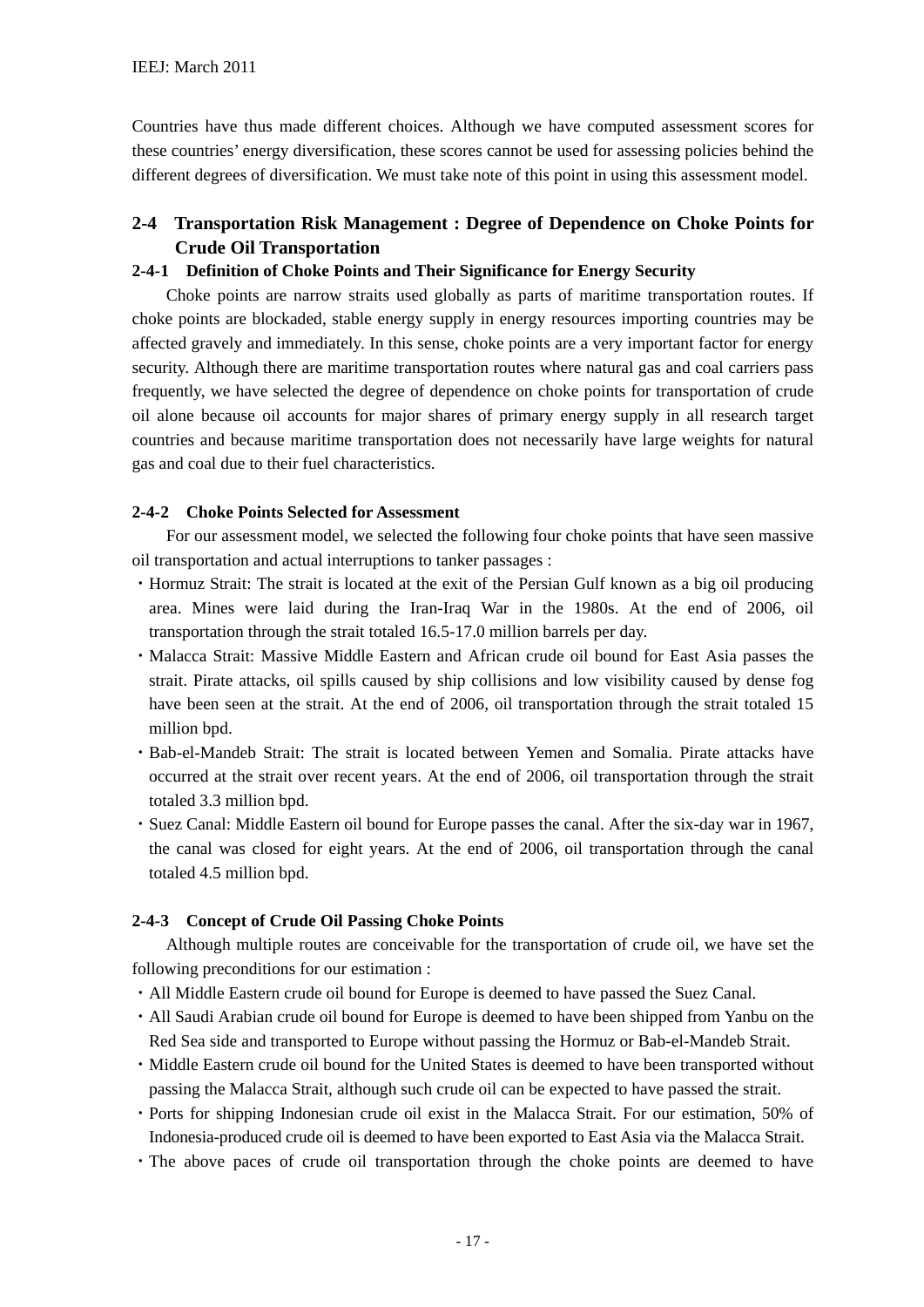Countries have thus made different choices. Although we have computed assessment scores for these countries' energy diversification, these scores cannot be used for assessing policies behind the different degrees of diversification. We must take note of this point in using this assessment model.

## 2-4 Transportation Risk Management : Degree of Dependence on Choke Points for Crude Oil Transportation

### 2-4-1 Definition of Choke Points and Their Significance for Energy Security

Choke points are narrow straits used globally as parts of maritime transportation routes. If choke points are blockaded, stable energy supply in energy resources importing countries may be affected gravely and immediately. In this sense, choke points are a very important factor for energy security. Although there are maritime transportation routes where natural gas and coal carriers pass frequently, we have selected the degree of dependence on choke points for transportation of crude oil alone because oil accounts for major shares of primary energy supply in all research target countries and because maritime transportation does not necessarily have large weights for natural gas and coal due to their fuel characteristics.

### 2-4-2 Choke Points Selected for Assessment

For our assessment model, we selected the following four choke points that have seen massive oil transportation and actual interruptions to tanker passages :

- Hormuz Strait: The strait is located at the exit of the Persian Gulf known as a big oil producing area. Mines were laid during the Iran-Iraq War in the 1980s. At the end of 2006, oil transportation through the strait totaled 16.5-17.0 million barrels per day.
- Malacca Strait: Massive Middle Eastern and African crude oil bound for East Asia passes the strait. Pirate attacks, oil spills caused by ship collisions and low visibility caused by dense fog have been seen at the strait. At the end of 2006, oil transportation through the strait totaled 15 million bpd.
- Bab-el-Mandeb Strait: The strait is located between Yemen and Somalia. Pirate attacks have occurred at the strait over recent years. At the end of 2006, oil transportation through the strait totaled 3.3 million bpd.
- Suez Canal: Middle Eastern oil bound for Europe passes the canal. After the six-day war in 1967, the canal was closed for eight years. At the end of 2006, oil transportation through the canal totaled 4.5 million bpd.

### 2-4-3 Concept of Crude Oil Passing Choke Points

Although multiple routes are conceivable for the transportation of crude oil, we have set the following preconditions for our estimation :

- All Middle Eastern crude oil bound for Europe is deemed to have passed the Suez Canal.
- All Saudi Arabian crude oil bound for Europe is deemed to have been shipped from Yanbu on the Red Sea side and transported to Europe without passing the Hormuz or Bab-el-Mandeb Strait.
- Middle Eastern crude oil bound for the United States is deemed to have been transported without passing the Malacca Strait, although such crude oil can be expected to have passed the strait.
- Ports for shipping Indonesian crude oil exist in the Malacca Strait. For our estimation, 50% of Indonesia-produced crude oil is deemed to have been exported to East Asia via the Malacca Strait.
- The above paces of crude oil transportation through the choke points are deemed to have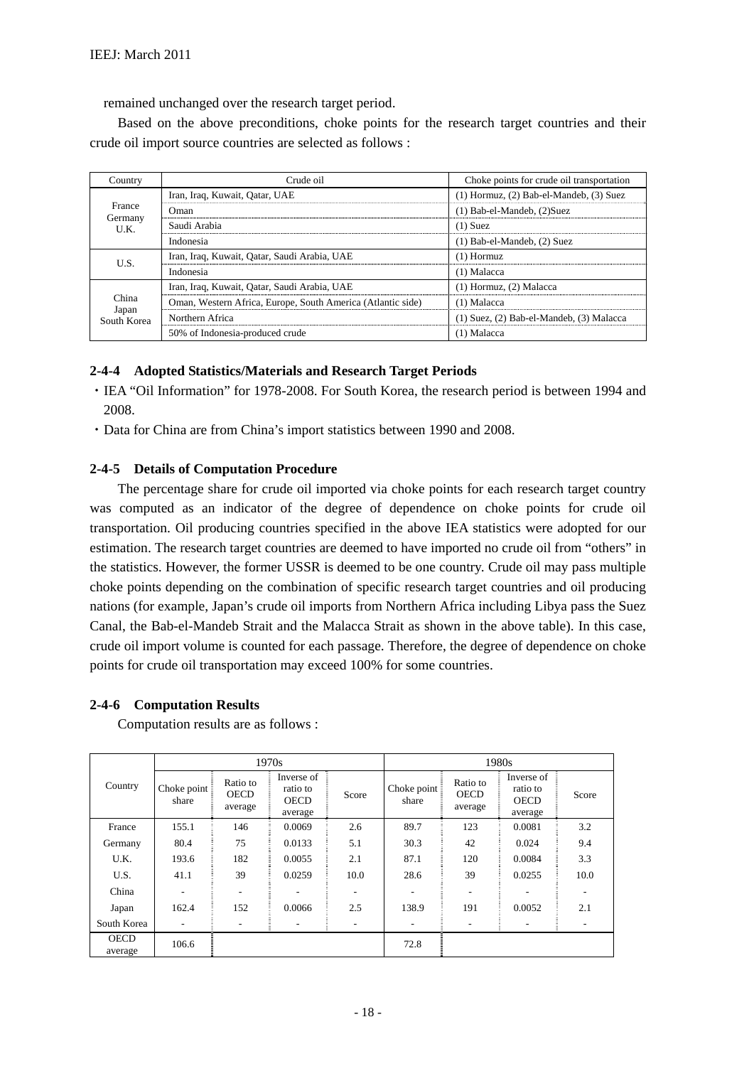remained unchanged over the research target period.

Based on the above preconditions, choke points for the research target countries and their crude oil import source countries are selected as follows :

| Country | Crude oil | Choke points for crude oil transportation |
|---|---|---|
| France Germany U.K. | Iran, Iraq, Kuwait, Qatar, UAE | (1) Hormuz, (2) Bab-el-Mandeb, (3) Suez |
| | Oman | (1) Bab-el-Mandeb, (2)Suez |
| | Saudi Arabia | (1) Suez |
| | Indonesia | (1) Bab-el-Mandeb, (2) Suez |
| U.S. | Iran, Iraq, Kuwait, Qatar, Saudi Arabia, UAE | (1) Hormuz |
| | Indonesia | (1) Malacca |
| China Japan South Korea | Iran, Iraq, Kuwait, Qatar, Saudi Arabia, UAE | (1) Hormuz, (2) Malacca |
| | Oman, Western Africa, Europe, South America (Atlantic side) | (1) Malacca |
| | Northern Africa | (1) Suez, (2) Bab-el-Mandeb, (3) Malacca |
| | 50% of Indonesia-produced crude | (1) Malacca |

### 2-4-4 Adopted Statistics/Materials and Research Target Periods

- IEA "Oil Information" for 1978-2008. For South Korea, the research period is between 1994 and 2008.
- Data for China are from China's import statistics between 1990 and 2008.

### 2-4-5 Details of Computation Procedure

The percentage share for crude oil imported via choke points for each research target country was computed as an indicator of the degree of dependence on choke points for crude oil transportation. Oil producing countries specified in the above IEA statistics were adopted for our estimation. The research target countries are deemed to have imported no crude oil from "others" in the statistics. However, the former USSR is deemed to be one country. Crude oil may pass multiple choke points depending on the combination of specific research target countries and oil producing nations (for example, Japan's crude oil imports from Northern Africa including Libya pass the Suez Canal, the Bab-el-Mandeb Strait and the Malacca Strait as shown in the above table). In this case, crude oil import volume is counted for each passage. Therefore, the degree of dependence on choke points for crude oil transportation may exceed 100% for some countries.

### 2-4-6 Computation Results

Computation results are as follows :

| Country | 1970s | | | | 1980s | | | |
|---|---|---|---|---|---|---|---|---|
| | Choke point share | Ratio to OECD average | Inverse of ratio to OECD average | Score | Choke point share | Ratio to OECD average | Inverse of ratio to OECD average | Score |
| France | 155.1 | 146 | 0.0069 | 2.6 | 89.7 | 123 | 0.0081 | 3.2 |
| Germany | 80.4 | 75 | 0.0133 | 5.1 | 30.3 | 42 | 0.024 | 9.4 |
| U.K. | 193.6 | 182 | 0.0055 | 2.1 | 87.1 | 120 | 0.0084 | 3.3 |
| U.S. | 41.1 | 39 | 0.0259 | 10.0 | 28.6 | 39 | 0.0255 | 10.0 |
| China | - | - | - | - | - | - | - | - |
| Japan | 162.4 | 152 | 0.0066 | 2.5 | 138.9 | 191 | 0.0052 | 2.1 |
| South Korea | - | - | - | - | - | - | - | - |
| OECD average | 106.6 | | | | 72.8 | | | |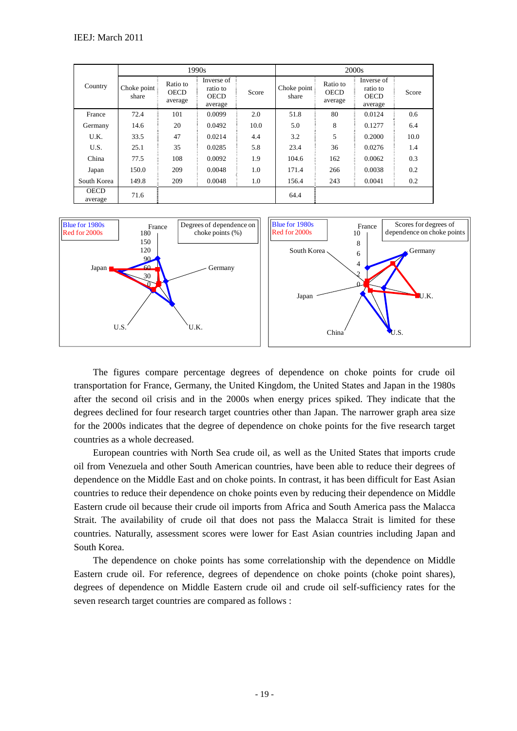| Country | 1990s | | | | 2000s | | | |
|---|---|---|---|---|---|---|---|---|
| | Choke point share | Ratio to OECD average | Inverse of ratio to OECD average | Score | Choke point share | Ratio to OECD average | Inverse of ratio to OECD average | Score |
| France | 72.4 | 101 | 0.0099 | 2.0 | 51.8 | 80 | 0.0124 | 0.6 |
| Germany | 14.6 | 20 | 0.0492 | 10.0 | 5.0 | 8 | 0.1277 | 6.4 |
| U.K. | 33.5 | 47 | 0.0214 | 4.4 | 3.2 | 5 | 0.2000 | 10.0 |
| U.S. | 25.1 | 35 | 0.0285 | 5.8 | 23.4 | 36 | 0.0276 | 1.4 |
| China | 77.5 | 108 | 0.0092 | 1.9 | 104.6 | 162 | 0.0062 | 0.3 |
| Japan | 150.0 | 209 | 0.0048 | 1.0 | 171.4 | 266 | 0.0038 | 0.2 |
| South Korea | 149.8 | 209 | 0.0048 | 1.0 | 156.4 | 243 | 0.0041 | 0.2 |
| OECD average | 71.6 | | | | 64.4 | | | |

The figures compare percentage degrees of dependence on choke points for crude oil transportation for France, Germany, the United Kingdom, the United States and Japan in the 1980s after the second oil crisis and in the 2000s when energy prices spiked. They indicate that the degrees declined for four research target countries other than Japan. The narrower graph area size for the 2000s indicates that the degree of dependence on choke points for the five research target countries as a whole decreased.

European countries with North Sea crude oil, as well as the United States that imports crude oil from Venezuela and other South American countries, have been able to reduce their degrees of dependence on the Middle East and on choke points. In contrast, it has been difficult for East Asian countries to reduce their dependence on choke points even by reducing their dependence on Middle Eastern crude oil because their crude oil imports from Africa and South America pass the Malacca Strait. The availability of crude oil that does not pass the Malacca Strait is limited for these countries. Naturally, assessment scores were lower for East Asian countries including Japan and South Korea.

The dependence on choke points has some correlationship with the dependence on Middle Eastern crude oil. For reference, degrees of dependence on choke points (choke point shares), degrees of dependence on Middle Eastern crude oil and crude oil self-sufficiency rates for the seven research target countries are compared as follows :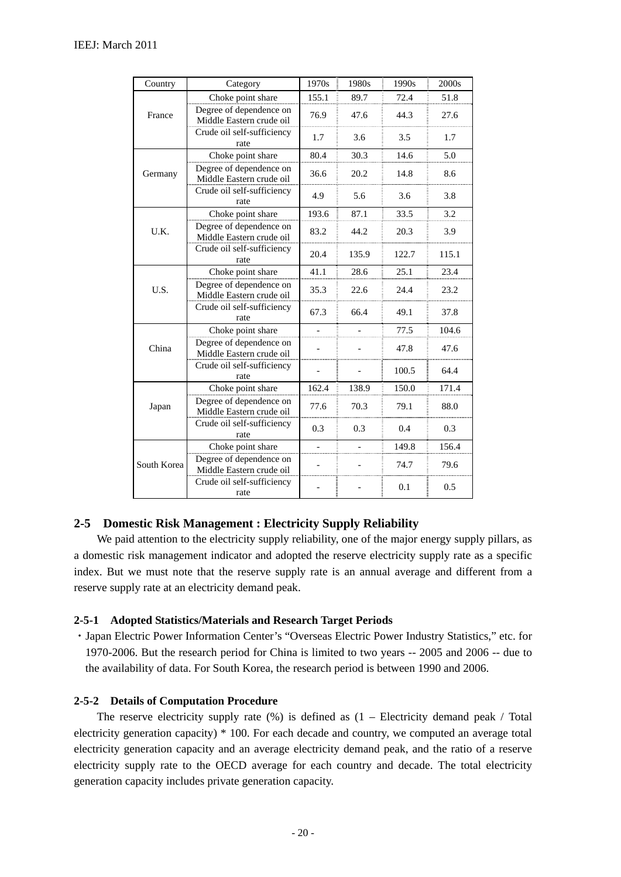| Country | Category | 1970s | 1980s | 1990s | 2000s |
|---|---|---|---|---|---|
| France | Choke point share | 155.1 | 89.7 | 72.4 | 51.8 |
| | Degree of dependence on Middle Eastern crude oil | 76.9 | 47.6 | 44.3 | 27.6 |
| | Crude oil self-sufficiency rate | 1.7 | 3.6 | 3.5 | 1.7 |
| Germany | Choke point share | 80.4 | 30.3 | 14.6 | 5.0 |
| | Degree of dependence on Middle Eastern crude oil | 36.6 | 20.2 | 14.8 | 8.6 |
| | Crude oil self-sufficiency rate | 4.9 | 5.6 | 3.6 | 3.8 |
| U.K. | Choke point share | 193.6 | 87.1 | 33.5 | 3.2 |
| | Degree of dependence on Middle Eastern crude oil | 83.2 | 44.2 | 20.3 | 3.9 |
| | Crude oil self-sufficiency rate | 20.4 | 135.9 | 122.7 | 115.1 |
| U.S. | Choke point share | 41.1 | 28.6 | 25.1 | 23.4 |
| | Degree of dependence on Middle Eastern crude oil | 35.3 | 22.6 | 24.4 | 23.2 |
| | Crude oil self-sufficiency rate | 67.3 | 66.4 | 49.1 | 37.8 |
| China | Choke point share | - | - | 77.5 | 104.6 |
| | Degree of dependence on Middle Eastern crude oil | - | - | 47.8 | 47.6 |
| | Crude oil self-sufficiency rate | - | - | 100.5 | 64.4 |
| Japan | Choke point share | 162.4 | 138.9 | 150.0 | 171.4 |
| | Degree of dependence on Middle Eastern crude oil | 77.6 | 70.3 | 79.1 | 88.0 |
| | Crude oil self-sufficiency rate | 0.3 | 0.3 | 0.4 | 0.3 |
| South Korea | Choke point share | - | - | 149.8 | 156.4 |
| | Degree of dependence on Middle Eastern crude oil | - | - | 74.7 | 79.6 |
| | Crude oil self-sufficiency rate | - | - | 0.1 | 0.5 |

## 2-5 Domestic Risk Management : Electricity Supply Reliability

We paid attention to the electricity supply reliability, one of the major energy supply pillars, as a domestic risk management indicator and adopted the reserve electricity supply rate as a specific index. But we must note that the reserve supply rate is an annual average and different from a reserve supply rate at an electricity demand peak.

### 2-5-1 Adopted Statistics/Materials and Research Target Periods

・Japan Electric Power Information Center's "Overseas Electric Power Industry Statistics," etc. for 1970-2006. But the research period for China is limited to two years -- 2005 and 2006 -- due to the availability of data. For South Korea, the research period is between 1990 and 2006.

### 2-5-2 Details of Computation Procedure

The reserve electricity supply rate (%) is defined as (1 – Electricity demand peak / Total electricity generation capacity) * 100. For each decade and country, we computed an average total electricity generation capacity and an average electricity demand peak, and the ratio of a reserve electricity supply rate to the OECD average for each country and decade. The total electricity generation capacity includes private generation capacity.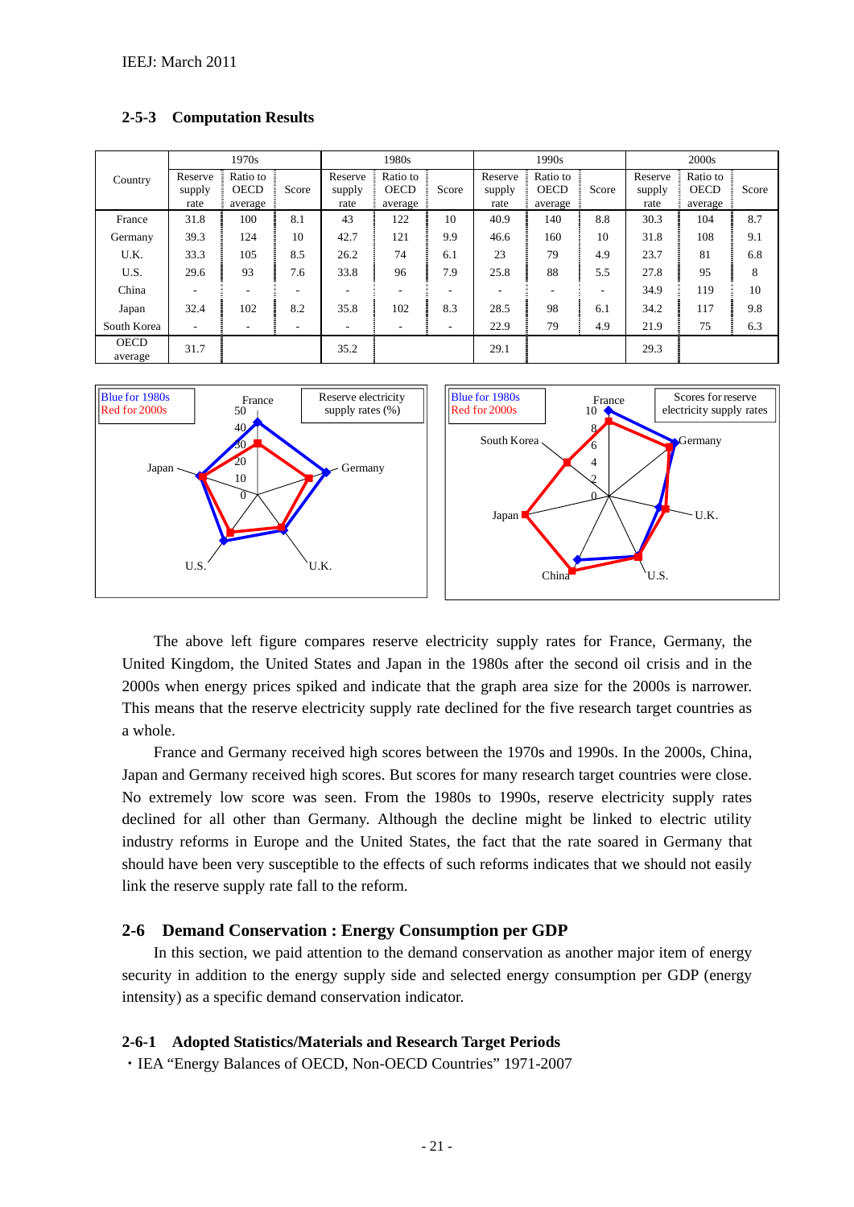### 2-5-3 Computation Results

| Country | 1970s | | | 1980s | | | 1990s | | | 2000s | | |
|---|---|---|---|---|---|---|---|---|---|---|---|---|
| | Reserve supply rate | Ratio to OECD average | Score | Reserve supply rate | Ratio to OECD average | Score | Reserve supply rate | Ratio to OECD average | Score | Reserve supply rate | Ratio to OECD average | Score |
| France | 31.8 | 100 | 8.1 | 43 | 122 | 10 | 40.9 | 140 | 8.8 | 30.3 | 104 | 8.7 |
| Germany | 39.3 | 124 | 10 | 42.7 | 121 | 9.9 | 46.6 | 160 | 10 | 31.8 | 108 | 9.1 |
| U.K. | 33.3 | 105 | 8.5 | 26.2 | 74 | 6.1 | 23 | 79 | 4.9 | 23.7 | 81 | 6.8 |
| U.S. | 29.6 | 93 | 7.6 | 33.8 | 96 | 7.9 | 25.8 | 88 | 5.5 | 27.8 | 95 | 8 |
| China | - | - | - | - | - | - | - | - | - | 34.9 | 119 | 10 |
| Japan | 32.4 | 102 | 8.2 | 35.8 | 102 | 8.3 | 28.5 | 98 | 6.1 | 34.2 | 117 | 9.8 |
| South Korea | - | - | - | - | - | - | 22.9 | 79 | 4.9 | 21.9 | 75 | 6.3 |
| OECD average | 31.7 | | | 35.2 | | | 29.1 | | | 29.3 | | |

The above left figure compares reserve electricity supply rates for France, Germany, the United Kingdom, the United States and Japan in the 1980s after the second oil crisis and in the 2000s when energy prices spiked and indicate that the graph area size for the 2000s is narrower. This means that the reserve electricity supply rate declined for the five research target countries as a whole.

France and Germany received high scores between the 1970s and 1990s. In the 2000s, China, Japan and Germany received high scores. But scores for many research target countries were close. No extremely low score was seen. From the 1980s to 1990s, reserve electricity supply rates declined for all other than Germany. Although the decline might be linked to electric utility industry reforms in Europe and the United States, the fact that the rate soared in Germany that should have been very susceptible to the effects of such reforms indicates that we should not easily link the reserve supply rate fall to the reform.

## 2-6 Demand Conservation : Energy Consumption per GDP

In this section, we paid attention to the demand conservation as another major item of energy security in addition to the energy supply side and selected energy consumption per GDP (energy intensity) as a specific demand conservation indicator.

### 2-6-1 Adopted Statistics/Materials and Research Target Periods

・IEA "Energy Balances of OECD, Non-OECD Countries" 1971-2007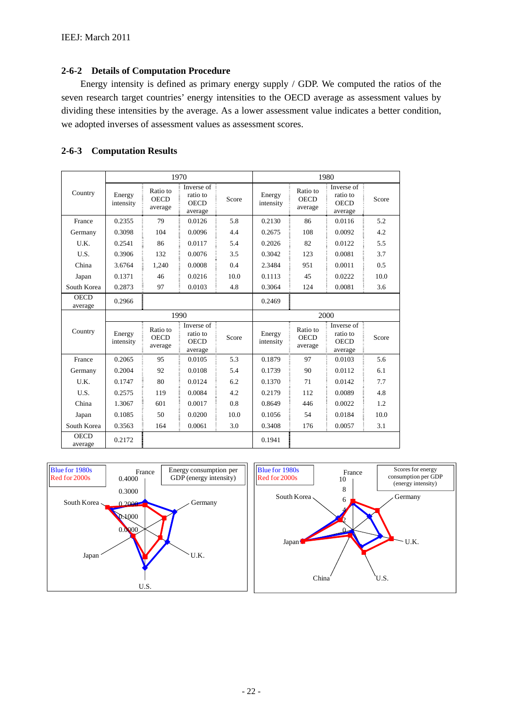## 2-6-2 Details of Computation Procedure

Energy intensity is defined as primary energy supply / GDP. We computed the ratios of the seven research target countries' energy intensities to the OECD average as assessment values by dividing these intensities by the average. As a lower assessment value indicates a better condition, we adopted inverses of assessment values as assessment scores.

## 2-6-3 Computation Results

| Country | 1970 | | | | 1980 | | | |
|---|---|---|---|---|---|---|---|---|
| | Energy intensity | Ratio to OECD average | Inverse of ratio to OECD average | Score | Energy intensity | Ratio to OECD average | Inverse of ratio to OECD average | Score |
| France | 0.2355 | 79 | 0.0126 | 5.8 | 0.2130 | 86 | 0.0116 | 5.2 |
| Germany | 0.3098 | 104 | 0.0096 | 4.4 | 0.2675 | 108 | 0.0092 | 4.2 |
| U.K. | 0.2541 | 86 | 0.0117 | 5.4 | 0.2026 | 82 | 0.0122 | 5.5 |
| U.S. | 0.3906 | 132 | 0.0076 | 3.5 | 0.3042 | 123 | 0.0081 | 3.7 |
| China | 3.6764 | 1,240 | 0.0008 | 0.4 | 2.3484 | 951 | 0.0011 | 0.5 |
| Japan | 0.1371 | 46 | 0.0216 | 10.0 | 0.1113 | 45 | 0.0222 | 10.0 |
| South Korea | 0.2873 | 97 | 0.0103 | 4.8 | 0.3064 | 124 | 0.0081 | 3.6 |
| OECD average | 0.2966 | | | | 0.2469 | | | |

| Country | 1990 | | | | 2000 | | | |
|---|---|---|---|---|---|---|---|---|
| | Energy intensity | Ratio to OECD average | Inverse of ratio to OECD average | Score | Energy intensity | Ratio to OECD average | Inverse of ratio to OECD average | Score |
| France | 0.2065 | 95 | 0.0105 | 5.3 | 0.1879 | 97 | 0.0103 | 5.6 |
| Germany | 0.2004 | 92 | 0.0108 | 5.4 | 0.1739 | 90 | 0.0112 | 6.1 |
| U.K. | 0.1747 | 80 | 0.0124 | 6.2 | 0.1370 | 71 | 0.0142 | 7.7 |
| U.S. | 0.2575 | 119 | 0.0084 | 4.2 | 0.2179 | 112 | 0.0089 | 4.8 |
| China | 1.3067 | 601 | 0.0017 | 0.8 | 0.8649 | 446 | 0.0022 | 1.2 |
| Japan | 0.1085 | 50 | 0.0200 | 10.0 | 0.1056 | 54 | 0.0184 | 10.0 |
| South Korea | 0.3563 | 164 | 0.0061 | 3.0 | 0.3408 | 176 | 0.0057 | 3.1 |
| OECD average | 0.2172 | | | | 0.1941 | | | |

Energy consumption per GDP (energy intensity) — Blue for 1980s, Red for 2000s

Scores for energy consumption per GDP (energy intensity) — Blue for 1980s, Red for 2000s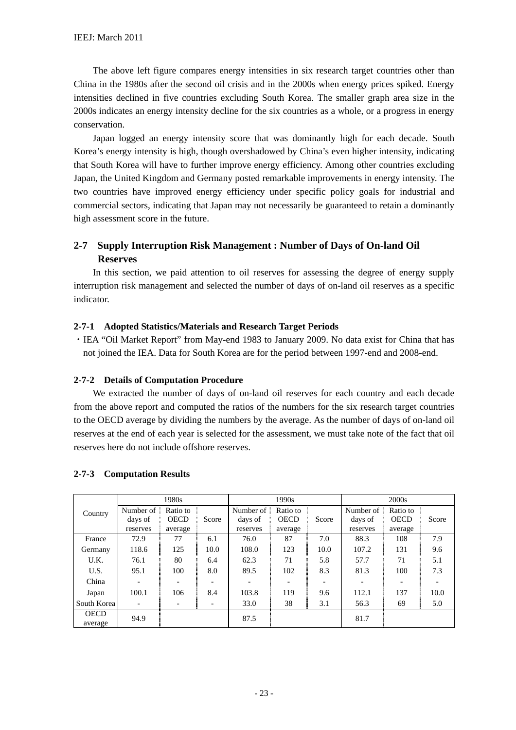The above left figure compares energy intensities in six research target countries other than China in the 1980s after the second oil crisis and in the 2000s when energy prices spiked. Energy intensities declined in five countries excluding South Korea. The smaller graph area size in the 2000s indicates an energy intensity decline for the six countries as a whole, or a progress in energy conservation.

Japan logged an energy intensity score that was dominantly high for each decade. South Korea's energy intensity is high, though overshadowed by China's even higher intensity, indicating that South Korea will have to further improve energy efficiency. Among other countries excluding Japan, the United Kingdom and Germany posted remarkable improvements in energy intensity. The two countries have improved energy efficiency under specific policy goals for industrial and commercial sectors, indicating that Japan may not necessarily be guaranteed to retain a dominantly high assessment score in the future.

## 2-7 Supply Interruption Risk Management : Number of Days of On-land Oil Reserves

In this section, we paid attention to oil reserves for assessing the degree of energy supply interruption risk management and selected the number of days of on-land oil reserves as a specific indicator.

### 2-7-1 Adopted Statistics/Materials and Research Target Periods

・IEA "Oil Market Report" from May-end 1983 to January 2009. No data exist for China that has not joined the IEA. Data for South Korea are for the period between 1997-end and 2008-end.

### 2-7-2 Details of Computation Procedure

We extracted the number of days of on-land oil reserves for each country and each decade from the above report and computed the ratios of the numbers for the six research target countries to the OECD average by dividing the numbers by the average. As the number of days of on-land oil reserves at the end of each year is selected for the assessment, we must take note of the fact that oil reserves here do not include offshore reserves.

### 2-7-3 Computation Results

| Country | 1980s | | | 1990s | | | 2000s | | |
|---|---|---|---|---|---|---|---|---|---|
| | Number of days of reserves | Ratio to OECD average | Score | Number of days of reserves | Ratio to OECD average | Score | Number of days of reserves | Ratio to OECD average | Score |
| France | 72.9 | 77 | 6.1 | 76.0 | 87 | 7.0 | 88.3 | 108 | 7.9 |
| Germany | 118.6 | 125 | 10.0 | 108.0 | 123 | 10.0 | 107.2 | 131 | 9.6 |
| U.K. | 76.1 | 80 | 6.4 | 62.3 | 71 | 5.8 | 57.7 | 71 | 5.1 |
| U.S. | 95.1 | 100 | 8.0 | 89.5 | 102 | 8.3 | 81.3 | 100 | 7.3 |
| China | - | - | - | - | - | - | - | - | - |
| Japan | 100.1 | 106 | 8.4 | 103.8 | 119 | 9.6 | 112.1 | 137 | 10.0 |
| South Korea | - | - | - | 33.0 | 38 | 3.1 | 56.3 | 69 | 5.0 |
| OECD average | 94.9 | | | 87.5 | | | 81.7 | | |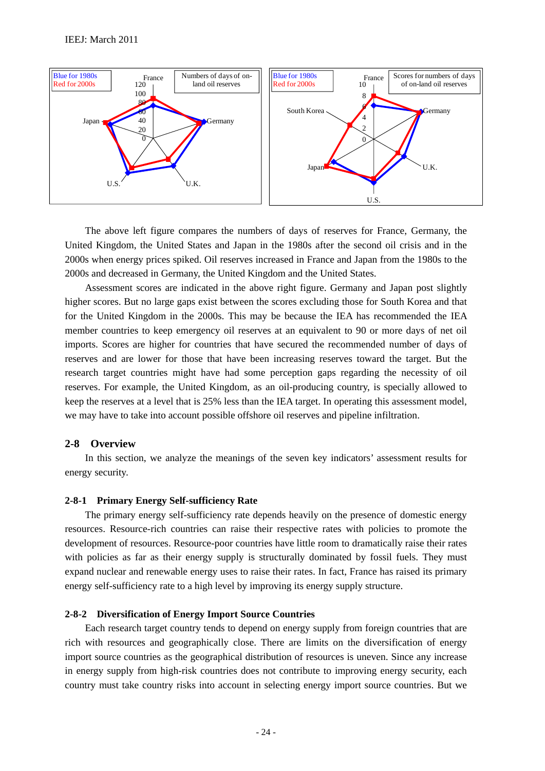The above left figure compares the numbers of days of reserves for France, Germany, the United Kingdom, the United States and Japan in the 1980s after the second oil crisis and in the 2000s when energy prices spiked. Oil reserves increased in France and Japan from the 1980s to the 2000s and decreased in Germany, the United Kingdom and the United States.

Assessment scores are indicated in the above right figure. Germany and Japan post slightly higher scores. But no large gaps exist between the scores excluding those for South Korea and that for the United Kingdom in the 2000s. This may be because the IEA has recommended the IEA member countries to keep emergency oil reserves at an equivalent to 90 or more days of net oil imports. Scores are higher for countries that have secured the recommended number of days of reserves and are lower for those that have been increasing reserves toward the target. But the research target countries might have had some perception gaps regarding the necessity of oil reserves. For example, the United Kingdom, as an oil-producing country, is specially allowed to keep the reserves at a level that is 25% less than the IEA target. In operating this assessment model, we may have to take into account possible offshore oil reserves and pipeline infiltration.

## 2-8 Overview

In this section, we analyze the meanings of the seven key indicators' assessment results for energy security.

### 2-8-1 Primary Energy Self-sufficiency Rate

The primary energy self-sufficiency rate depends heavily on the presence of domestic energy resources. Resource-rich countries can raise their respective rates with policies to promote the development of resources. Resource-poor countries have little room to dramatically raise their rates with policies as far as their energy supply is structurally dominated by fossil fuels. They must expand nuclear and renewable energy uses to raise their rates. In fact, France has raised its primary energy self-sufficiency rate to a high level by improving its energy supply structure.

### 2-8-2 Diversification of Energy Import Source Countries

Each research target country tends to depend on energy supply from foreign countries that are rich with resources and geographically close. There are limits on the diversification of energy import source countries as the geographical distribution of resources is uneven. Since any increase in energy supply from high-risk countries does not contribute to improving energy security, each country must take country risks into account in selecting energy import source countries. But we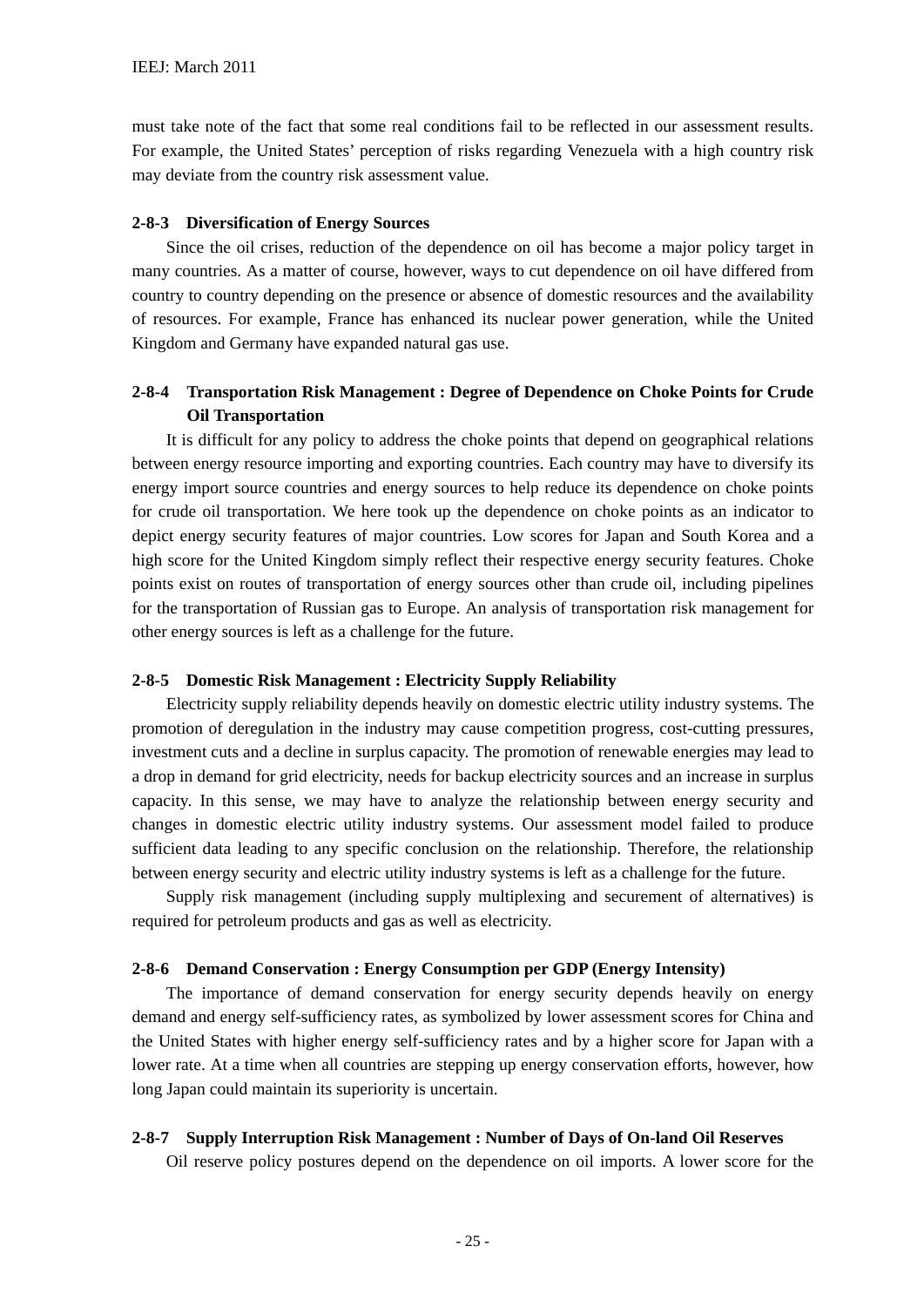must take note of the fact that some real conditions fail to be reflected in our assessment results. For example, the United States' perception of risks regarding Venezuela with a high country risk may deviate from the country risk assessment value.

### 2-8-3 Diversification of Energy Sources

Since the oil crises, reduction of the dependence on oil has become a major policy target in many countries. As a matter of course, however, ways to cut dependence on oil have differed from country to country depending on the presence or absence of domestic resources and the availability of resources. For example, France has enhanced its nuclear power generation, while the United Kingdom and Germany have expanded natural gas use.

### 2-8-4 Transportation Risk Management : Degree of Dependence on Choke Points for Crude Oil Transportation

It is difficult for any policy to address the choke points that depend on geographical relations between energy resource importing and exporting countries. Each country may have to diversify its energy import source countries and energy sources to help reduce its dependence on choke points for crude oil transportation. We here took up the dependence on choke points as an indicator to depict energy security features of major countries. Low scores for Japan and South Korea and a high score for the United Kingdom simply reflect their respective energy security features. Choke points exist on routes of transportation of energy sources other than crude oil, including pipelines for the transportation of Russian gas to Europe. An analysis of transportation risk management for other energy sources is left as a challenge for the future.

### 2-8-5 Domestic Risk Management : Electricity Supply Reliability

Electricity supply reliability depends heavily on domestic electric utility industry systems. The promotion of deregulation in the industry may cause competition progress, cost-cutting pressures, investment cuts and a decline in surplus capacity. The promotion of renewable energies may lead to a drop in demand for grid electricity, needs for backup electricity sources and an increase in surplus capacity. In this sense, we may have to analyze the relationship between energy security and changes in domestic electric utility industry systems. Our assessment model failed to produce sufficient data leading to any specific conclusion on the relationship. Therefore, the relationship between energy security and electric utility industry systems is left as a challenge for the future.

Supply risk management (including supply multiplexing and securement of alternatives) is required for petroleum products and gas as well as electricity.

### 2-8-6 Demand Conservation : Energy Consumption per GDP (Energy Intensity)

The importance of demand conservation for energy security depends heavily on energy demand and energy self-sufficiency rates, as symbolized by lower assessment scores for China and the United States with higher energy self-sufficiency rates and by a higher score for Japan with a lower rate. At a time when all countries are stepping up energy conservation efforts, however, how long Japan could maintain its superiority is uncertain.

### 2-8-7 Supply Interruption Risk Management : Number of Days of On-land Oil Reserves

Oil reserve policy postures depend on the dependence on oil imports. A lower score for the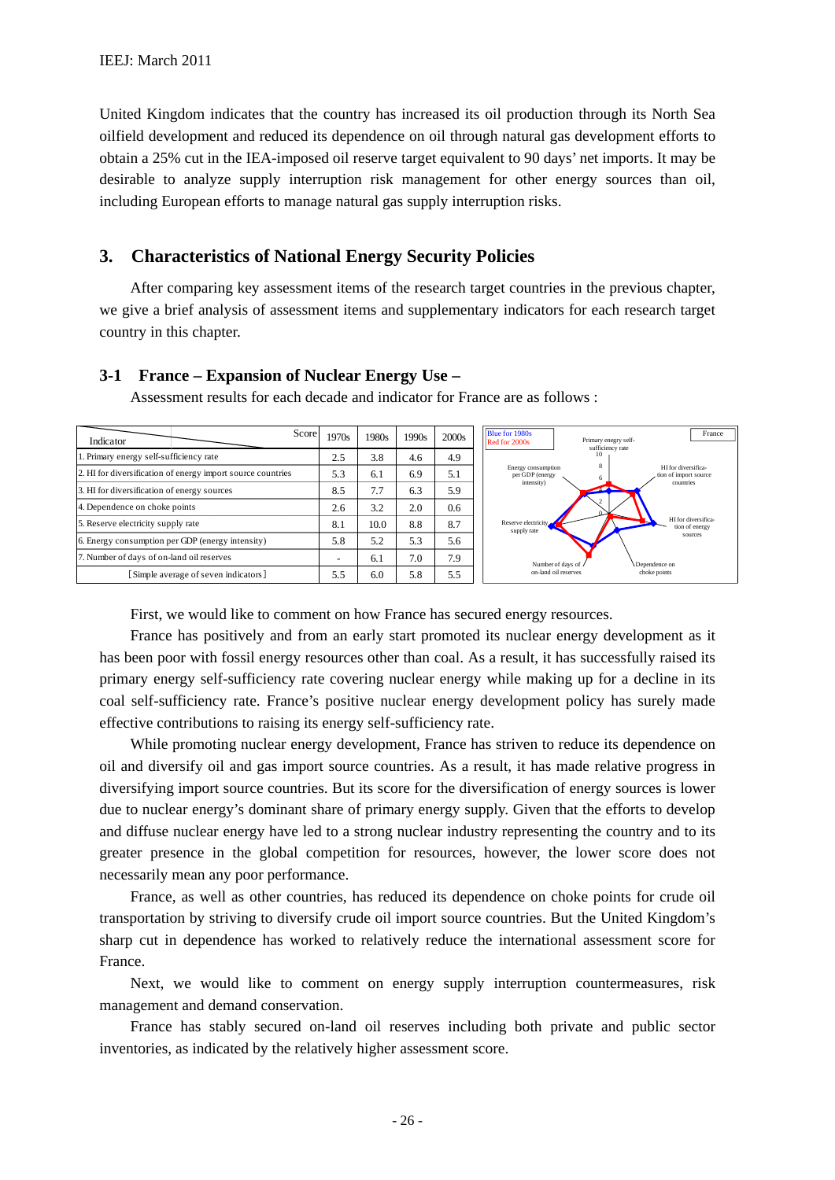United Kingdom indicates that the country has increased its oil production through its North Sea oilfield development and reduced its dependence on oil through natural gas development efforts to obtain a 25% cut in the IEA-imposed oil reserve target equivalent to 90 days' net imports. It may be desirable to analyze supply interruption risk management for other energy sources than oil, including European efforts to manage natural gas supply interruption risks.

## 3. Characteristics of National Energy Security Policies

After comparing key assessment items of the research target countries in the previous chapter, we give a brief analysis of assessment items and supplementary indicators for each research target country in this chapter.

### 3-1 France – Expansion of Nuclear Energy Use –

Assessment results for each decade and indicator for France are as follows :

| Indicator / Score | 1970s | 1980s | 1990s | 2000s |
|---|---|---|---|---|
| 1. Primary energy self-sufficiency rate | 2.5 | 3.8 | 4.6 | 4.9 |
| 2. HI for diversification of energy import source countries | 5.3 | 6.1 | 6.9 | 5.1 |
| 3. HI for diversification of energy sources | 8.5 | 7.7 | 6.3 | 5.9 |
| 4. Dependence on choke points | 2.6 | 3.2 | 2.0 | 0.6 |
| 5. Reserve electricity supply rate | 8.1 | 10.0 | 8.8 | 8.7 |
| 6. Energy consumption per GDP (energy intensity) | 5.8 | 5.2 | 5.3 | 5.6 |
| 7. Number of days of on-land oil reserves | - | 6.1 | 7.0 | 7.9 |
| [Simple average of seven indicators] | 5.5 | 6.0 | 5.8 | 5.5 |

First, we would like to comment on how France has secured energy resources.

France has positively and from an early start promoted its nuclear energy development as it has been poor with fossil energy resources other than coal. As a result, it has successfully raised its primary energy self-sufficiency rate covering nuclear energy while making up for a decline in its coal self-sufficiency rate. France's positive nuclear energy development policy has surely made effective contributions to raising its energy self-sufficiency rate.

While promoting nuclear energy development, France has striven to reduce its dependence on oil and diversify oil and gas import source countries. As a result, it has made relative progress in diversifying import source countries. But its score for the diversification of energy sources is lower due to nuclear energy's dominant share of primary energy supply. Given that the efforts to develop and diffuse nuclear energy have led to a strong nuclear industry representing the country and to its greater presence in the global competition for resources, however, the lower score does not necessarily mean any poor performance.

France, as well as other countries, has reduced its dependence on choke points for crude oil transportation by striving to diversify crude oil import source countries. But the United Kingdom's sharp cut in dependence has worked to relatively reduce the international assessment score for France.

Next, we would like to comment on energy supply interruption countermeasures, risk management and demand conservation.

France has stably secured on-land oil reserves including both private and public sector inventories, as indicated by the relatively higher assessment score.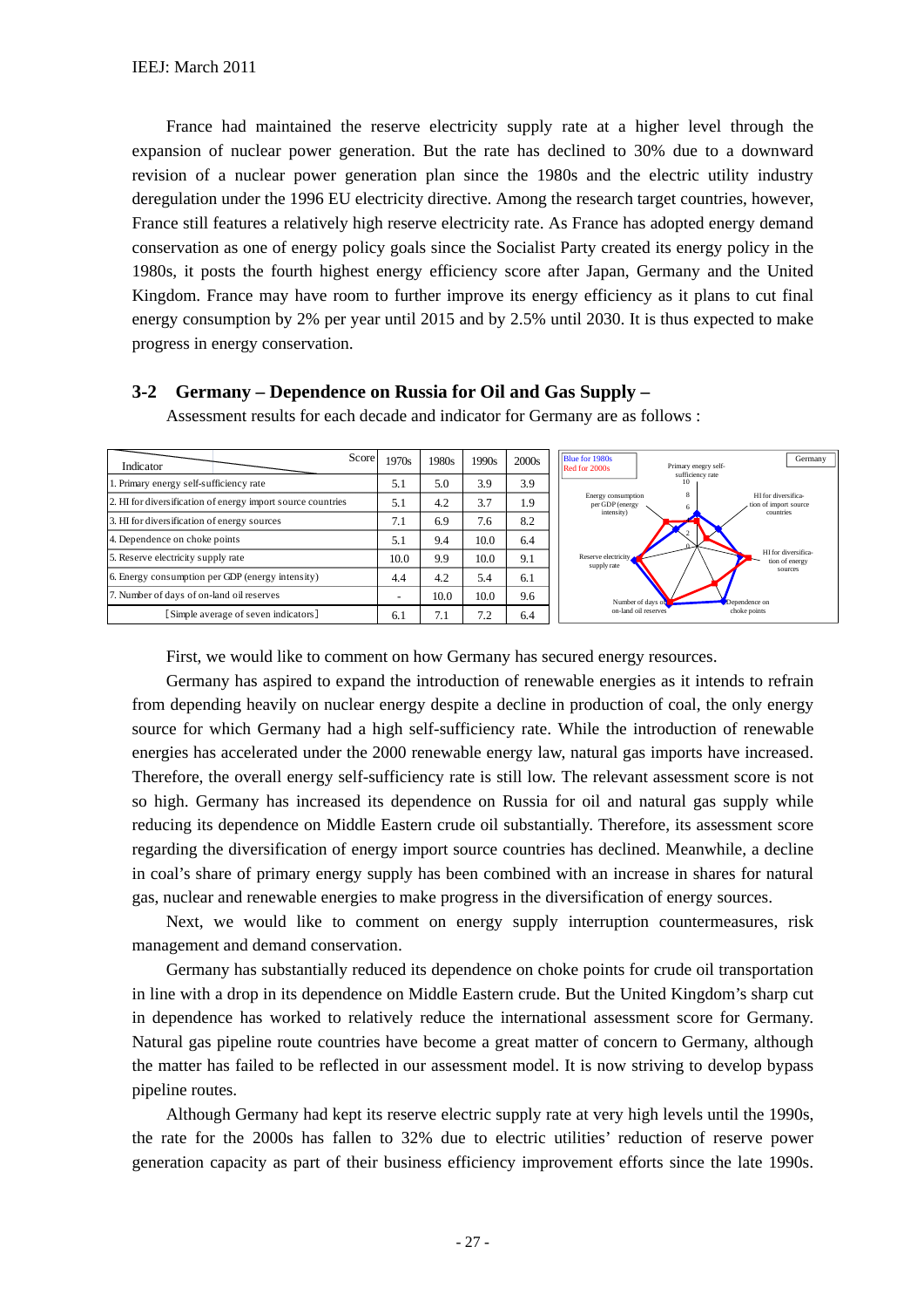France had maintained the reserve electricity supply rate at a higher level through the expansion of nuclear power generation. But the rate has declined to 30% due to a downward revision of a nuclear power generation plan since the 1980s and the electric utility industry deregulation under the 1996 EU electricity directive. Among the research target countries, however, France still features a relatively high reserve electricity rate. As France has adopted energy demand conservation as one of energy policy goals since the Socialist Party created its energy policy in the 1980s, it posts the fourth highest energy efficiency score after Japan, Germany and the United Kingdom. France may have room to further improve its energy efficiency as it plans to cut final energy consumption by 2% per year until 2015 and by 2.5% until 2030. It is thus expected to make progress in energy conservation.

### 3-2 Germany – Dependence on Russia for Oil and Gas Supply –

Assessment results for each decade and indicator for Germany are as follows :

| Indicator \ Score | 1970s | 1980s | 1990s | 2000s |
|---|---|---|---|---|
| 1. Primary energy self-sufficiency rate | 5.1 | 5.0 | 3.9 | 3.9 |
| 2. HI for diversification of energy import source countries | 5.1 | 4.2 | 3.7 | 1.9 |
| 3. HI for diversification of energy sources | 7.1 | 6.9 | 7.6 | 8.2 |
| 4. Dependence on choke points | 5.1 | 9.4 | 10.0 | 6.4 |
| 5. Reserve electricity supply rate | 10.0 | 9.9 | 10.0 | 9.1 |
| 6. Energy consumption per GDP (energy intensity) | 4.4 | 4.2 | 5.4 | 6.1 |
| 7. Number of days of on-land oil reserves | - | 10.0 | 10.0 | 9.6 |
| [Simple average of seven indicators] | 6.1 | 7.1 | 7.2 | 6.4 |

First, we would like to comment on how Germany has secured energy resources.

Germany has aspired to expand the introduction of renewable energies as it intends to refrain from depending heavily on nuclear energy despite a decline in production of coal, the only energy source for which Germany had a high self-sufficiency rate. While the introduction of renewable energies has accelerated under the 2000 renewable energy law, natural gas imports have increased. Therefore, the overall energy self-sufficiency rate is still low. The relevant assessment score is not so high. Germany has increased its dependence on Russia for oil and natural gas supply while reducing its dependence on Middle Eastern crude oil substantially. Therefore, its assessment score regarding the diversification of energy import source countries has declined. Meanwhile, a decline in coal's share of primary energy supply has been combined with an increase in shares for natural gas, nuclear and renewable energies to make progress in the diversification of energy sources.

Next, we would like to comment on energy supply interruption countermeasures, risk management and demand conservation.

Germany has substantially reduced its dependence on choke points for crude oil transportation in line with a drop in its dependence on Middle Eastern crude. But the United Kingdom's sharp cut in dependence has worked to relatively reduce the international assessment score for Germany. Natural gas pipeline route countries have become a great matter of concern to Germany, although the matter has failed to be reflected in our assessment model. It is now striving to develop bypass pipeline routes.

Although Germany had kept its reserve electric supply rate at very high levels until the 1990s, the rate for the 2000s has fallen to 32% due to electric utilities' reduction of reserve power generation capacity as part of their business efficiency improvement efforts since the late 1990s.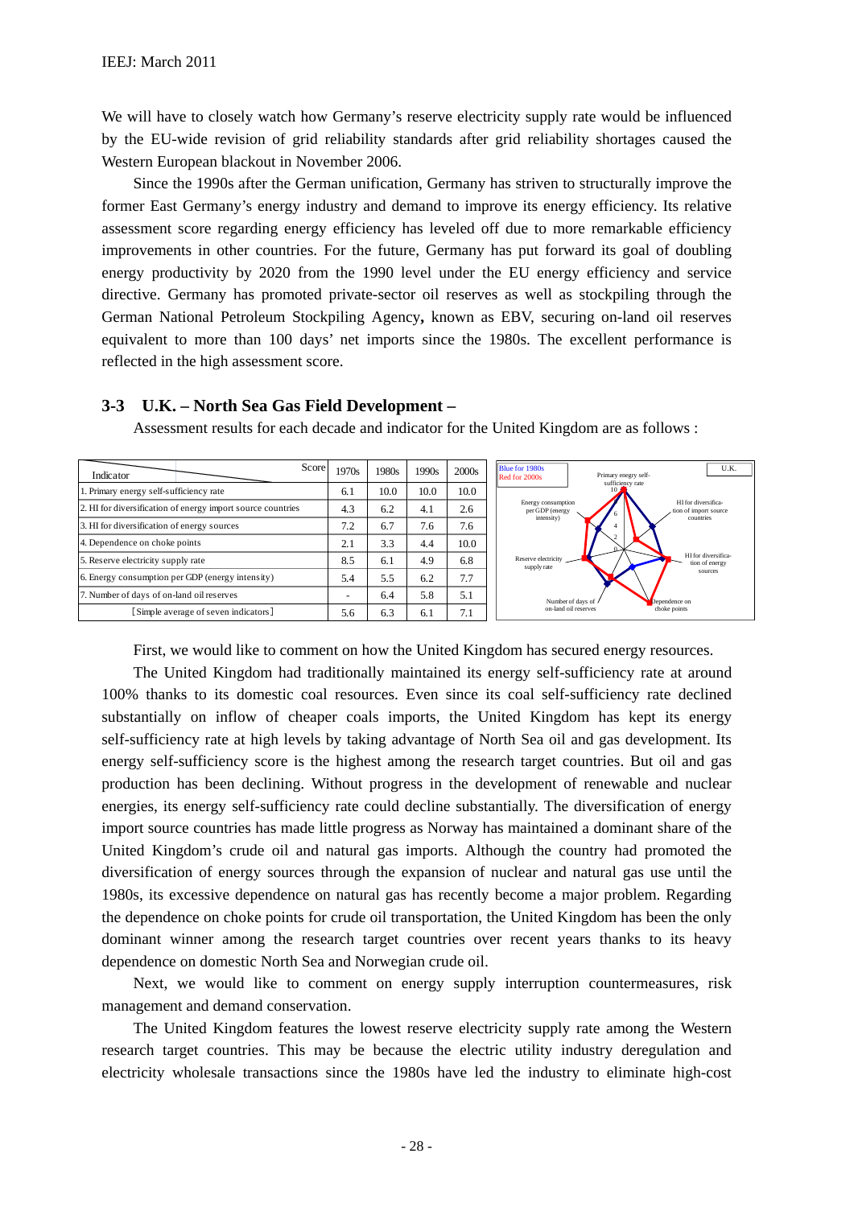We will have to closely watch how Germany's reserve electricity supply rate would be influenced by the EU-wide revision of grid reliability standards after grid reliability shortages caused the Western European blackout in November 2006.

Since the 1990s after the German unification, Germany has striven to structurally improve the former East Germany's energy industry and demand to improve its energy efficiency. Its relative assessment score regarding energy efficiency has leveled off due to more remarkable efficiency improvements in other countries. For the future, Germany has put forward its goal of doubling energy productivity by 2020 from the 1990 level under the EU energy efficiency and service directive. Germany has promoted private-sector oil reserves as well as stockpiling through the German National Petroleum Stockpiling Agency**,** known as EBV, securing on-land oil reserves equivalent to more than 100 days' net imports since the 1980s. The excellent performance is reflected in the high assessment score.

### 3-3 U.K. – North Sea Gas Field Development –

Assessment results for each decade and indicator for the United Kingdom are as follows :

| Indicator / Score | 1970s | 1980s | 1990s | 2000s |
|---|---|---|---|---|
| 1. Primary energy self-sufficiency rate | 6.1 | 10.0 | 10.0 | 10.0 |
| 2. HI for diversification of energy import source countries | 4.3 | 6.2 | 4.1 | 2.6 |
| 3. HI for diversification of energy sources | 7.2 | 6.7 | 7.6 | 7.6 |
| 4. Dependence on choke points | 2.1 | 3.3 | 4.4 | 10.0 |
| 5. Reserve electricity supply rate | 8.5 | 6.1 | 4.9 | 6.8 |
| 6. Energy consumption per GDP (energy intensity) | 5.4 | 5.5 | 6.2 | 7.7 |
| 7. Number of days of on-land oil reserves | - | 6.4 | 5.8 | 5.1 |
| [Simple average of seven indicators] | 5.6 | 6.3 | 6.1 | 7.1 |

First, we would like to comment on how the United Kingdom has secured energy resources.

The United Kingdom had traditionally maintained its energy self-sufficiency rate at around 100% thanks to its domestic coal resources. Even since its coal self-sufficiency rate declined substantially on inflow of cheaper coals imports, the United Kingdom has kept its energy self-sufficiency rate at high levels by taking advantage of North Sea oil and gas development. Its energy self-sufficiency score is the highest among the research target countries. But oil and gas production has been declining. Without progress in the development of renewable and nuclear energies, its energy self-sufficiency rate could decline substantially. The diversification of energy import source countries has made little progress as Norway has maintained a dominant share of the United Kingdom's crude oil and natural gas imports. Although the country had promoted the diversification of energy sources through the expansion of nuclear and natural gas use until the 1980s, its excessive dependence on natural gas has recently become a major problem. Regarding the dependence on choke points for crude oil transportation, the United Kingdom has been the only dominant winner among the research target countries over recent years thanks to its heavy dependence on domestic North Sea and Norwegian crude oil.

Next, we would like to comment on energy supply interruption countermeasures, risk management and demand conservation.

The United Kingdom features the lowest reserve electricity supply rate among the Western research target countries. This may be because the electric utility industry deregulation and electricity wholesale transactions since the 1980s have led the industry to eliminate high-cost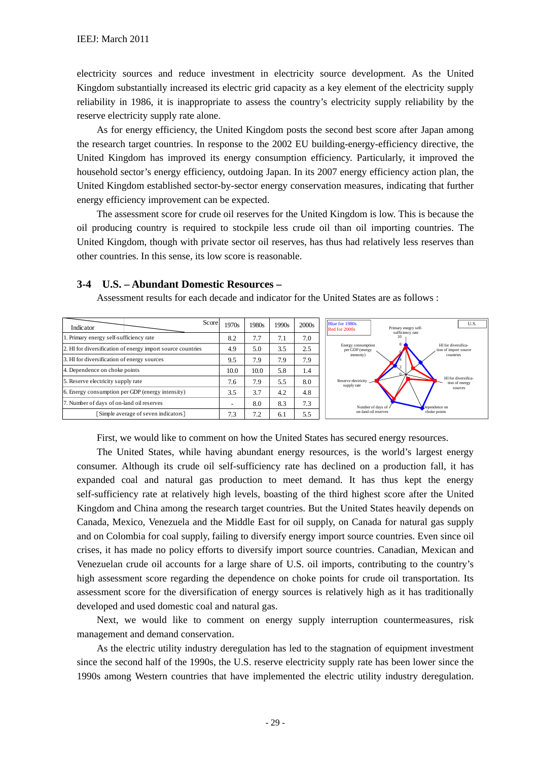electricity sources and reduce investment in electricity source development. As the United Kingdom substantially increased its electric grid capacity as a key element of the electricity supply reliability in 1986, it is inappropriate to assess the country's electricity supply reliability by the reserve electricity supply rate alone.

As for energy efficiency, the United Kingdom posts the second best score after Japan among the research target countries. In response to the 2002 EU building-energy-efficiency directive, the United Kingdom has improved its energy consumption efficiency. Particularly, it improved the household sector's energy efficiency, outdoing Japan. In its 2007 energy efficiency action plan, the United Kingdom established sector-by-sector energy conservation measures, indicating that further energy efficiency improvement can be expected.

The assessment score for crude oil reserves for the United Kingdom is low. This is because the oil producing country is required to stockpile less crude oil than oil importing countries. The United Kingdom, though with private sector oil reserves, has thus had relatively less reserves than other countries. In this sense, its low score is reasonable.

## 3-4 U.S. – Abundant Domestic Resources –

Assessment results for each decade and indicator for the United States are as follows :

| Indicator \ Score | 1970s | 1980s | 1990s | 2000s |
|---|---|---|---|---|
| 1. Primary energy self-sufficiency rate | 8.2 | 7.7 | 7.1 | 7.0 |
| 2. HI for diversification of energy import source countries | 4.9 | 5.0 | 3.5 | 2.5 |
| 3. HI for diversification of energy sources | 9.5 | 7.9 | 7.9 | 7.9 |
| 4. Dependence on choke points | 10.0 | 10.0 | 5.8 | 1.4 |
| 5. Reserve electricity supply rate | 7.6 | 7.9 | 5.5 | 8.0 |
| 6. Energy consumption per GDP (energy intensity) | 3.5 | 3.7 | 4.2 | 4.8 |
| 7. Number of days of on-land oil reserves | - | 8.0 | 8.3 | 7.3 |
| [Simple average of seven indicators] | 7.3 | 7.2 | 6.1 | 5.5 |

First, we would like to comment on how the United States has secured energy resources.

The United States, while having abundant energy resources, is the world's largest energy consumer. Although its crude oil self-sufficiency rate has declined on a production fall, it has expanded coal and natural gas production to meet demand. It has thus kept the energy self-sufficiency rate at relatively high levels, boasting of the third highest score after the United Kingdom and China among the research target countries. But the United States heavily depends on Canada, Mexico, Venezuela and the Middle East for oil supply, on Canada for natural gas supply and on Colombia for coal supply, failing to diversify energy import source countries. Even since oil crises, it has made no policy efforts to diversify import source countries. Canadian, Mexican and Venezuelan crude oil accounts for a large share of U.S. oil imports, contributing to the country's high assessment score regarding the dependence on choke points for crude oil transportation. Its assessment score for the diversification of energy sources is relatively high as it has traditionally developed and used domestic coal and natural gas.

Next, we would like to comment on energy supply interruption countermeasures, risk management and demand conservation.

As the electric utility industry deregulation has led to the stagnation of equipment investment since the second half of the 1990s, the U.S. reserve electricity supply rate has been lower since the 1990s among Western countries that have implemented the electric utility industry deregulation.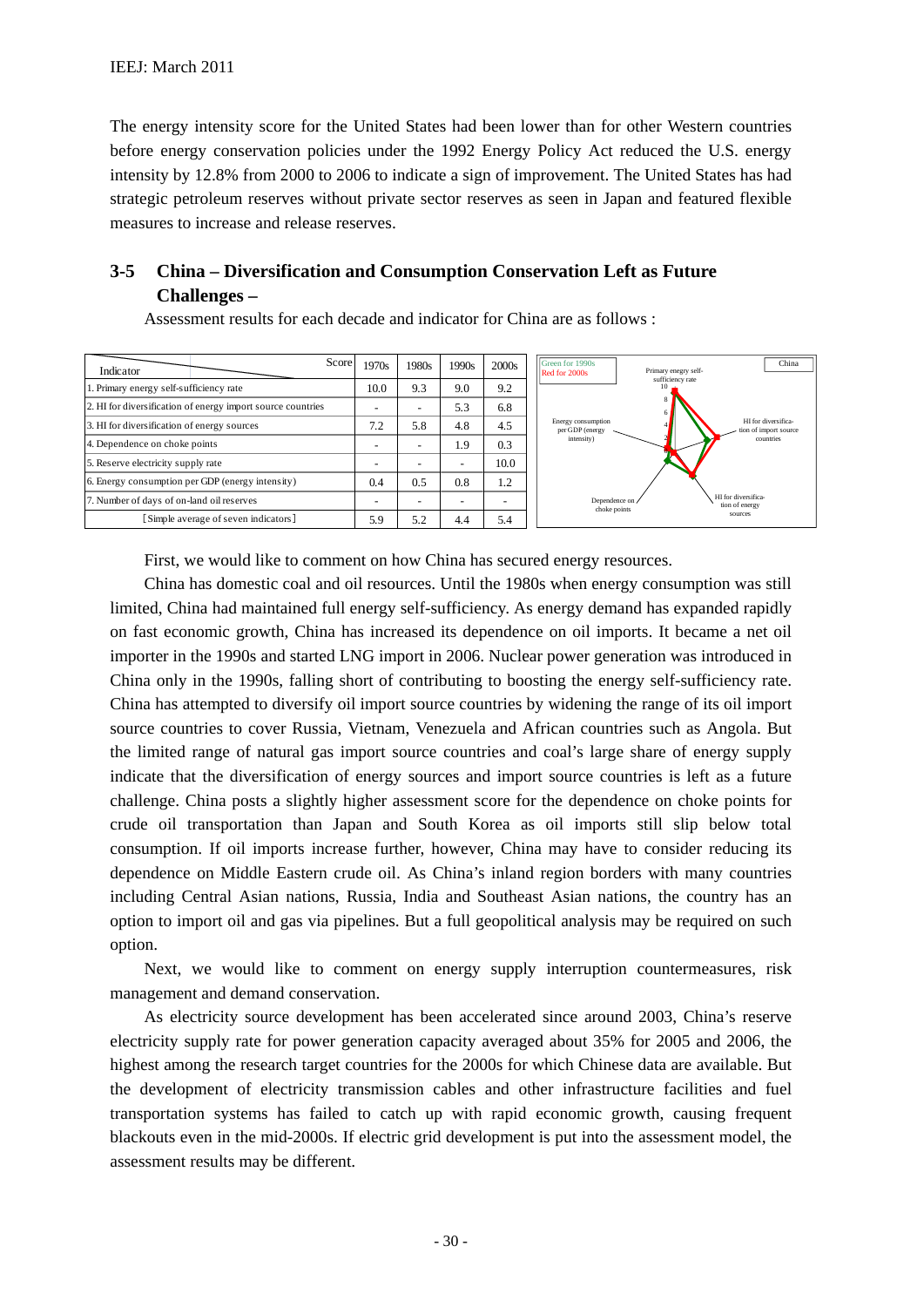The energy intensity score for the United States had been lower than for other Western countries before energy conservation policies under the 1992 Energy Policy Act reduced the U.S. energy intensity by 12.8% from 2000 to 2006 to indicate a sign of improvement. The United States has had strategic petroleum reserves without private sector reserves as seen in Japan and featured flexible measures to increase and release reserves.

## 3-5 China – Diversification and Consumption Conservation Left as Future Challenges –

Assessment results for each decade and indicator for China are as follows :

| Indicator \ Score | 1970s | 1980s | 1990s | 2000s |
|---|---|---|---|---|
| 1. Primary energy self-sufficiency rate | 10.0 | 9.3 | 9.0 | 9.2 |
| 2. HI for diversification of energy import source countries | - | - | 5.3 | 6.8 |
| 3. HI for diversification of energy sources | 7.2 | 5.8 | 4.8 | 4.5 |
| 4. Dependence on choke points | - | - | 1.9 | 0.3 |
| 5. Reserve electricity supply rate | - | - | - | 10.0 |
| 6. Energy consumption per GDP (energy intensity) | 0.4 | 0.5 | 0.8 | 1.2 |
| 7. Number of days of on-land oil reserves | - | - | - | - |
| [Simple average of seven indicators] | 5.9 | 5.2 | 4.4 | 5.4 |

First, we would like to comment on how China has secured energy resources.

China has domestic coal and oil resources. Until the 1980s when energy consumption was still limited, China had maintained full energy self-sufficiency. As energy demand has expanded rapidly on fast economic growth, China has increased its dependence on oil imports. It became a net oil importer in the 1990s and started LNG import in 2006. Nuclear power generation was introduced in China only in the 1990s, falling short of contributing to boosting the energy self-sufficiency rate. China has attempted to diversify oil import source countries by widening the range of its oil import source countries to cover Russia, Vietnam, Venezuela and African countries such as Angola. But the limited range of natural gas import source countries and coal's large share of energy supply indicate that the diversification of energy sources and import source countries is left as a future challenge. China posts a slightly higher assessment score for the dependence on choke points for crude oil transportation than Japan and South Korea as oil imports still slip below total consumption. If oil imports increase further, however, China may have to consider reducing its dependence on Middle Eastern crude oil. As China's inland region borders with many countries including Central Asian nations, Russia, India and Southeast Asian nations, the country has an option to import oil and gas via pipelines. But a full geopolitical analysis may be required on such option.

Next, we would like to comment on energy supply interruption countermeasures, risk management and demand conservation.

As electricity source development has been accelerated since around 2003, China's reserve electricity supply rate for power generation capacity averaged about 35% for 2005 and 2006, the highest among the research target countries for the 2000s for which Chinese data are available. But the development of electricity transmission cables and other infrastructure facilities and fuel transportation systems has failed to catch up with rapid economic growth, causing frequent blackouts even in the mid-2000s. If electric grid development is put into the assessment model, the assessment results may be different.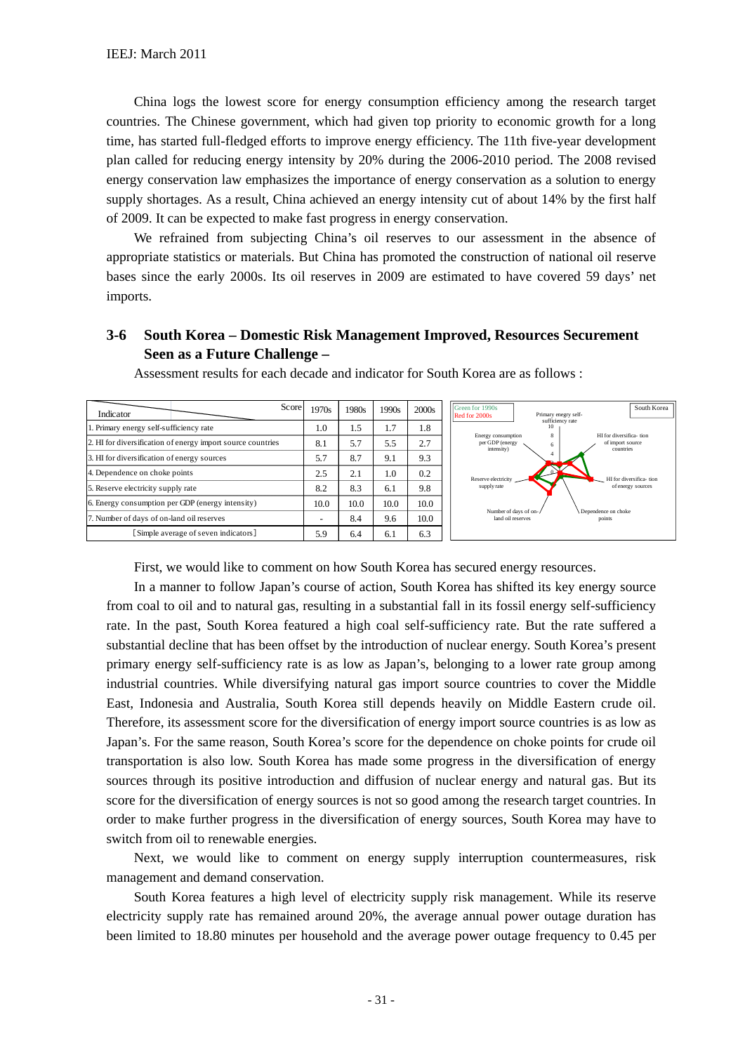China logs the lowest score for energy consumption efficiency among the research target countries. The Chinese government, which had given top priority to economic growth for a long time, has started full-fledged efforts to improve energy efficiency. The 11th five-year development plan called for reducing energy intensity by 20% during the 2006-2010 period. The 2008 revised energy conservation law emphasizes the importance of energy conservation as a solution to energy supply shortages. As a result, China achieved an energy intensity cut of about 14% by the first half of 2009. It can be expected to make fast progress in energy conservation.

We refrained from subjecting China's oil reserves to our assessment in the absence of appropriate statistics or materials. But China has promoted the construction of national oil reserve bases since the early 2000s. Its oil reserves in 2009 are estimated to have covered 59 days' net imports.

## 3-6 South Korea – Domestic Risk Management Improved, Resources Securement Seen as a Future Challenge –

Assessment results for each decade and indicator for South Korea are as follows :

| Indicator / Score | 1970s | 1980s | 1990s | 2000s |
|---|---|---|---|---|
| 1. Primary energy self-sufficiency rate | 1.0 | 1.5 | 1.7 | 1.8 |
| 2. HI for diversification of energy import source countries | 8.1 | 5.7 | 5.5 | 2.7 |
| 3. HI for diversification of energy sources | 5.7 | 8.7 | 9.1 | 9.3 |
| 4. Dependence on choke points | 2.5 | 2.1 | 1.0 | 0.2 |
| 5. Reserve electricity supply rate | 8.2 | 8.3 | 6.1 | 9.8 |
| 6. Energy consumption per GDP (energy intensity) | 10.0 | 10.0 | 10.0 | 10.0 |
| 7. Number of days of on-land oil reserves | - | 8.4 | 9.6 | 10.0 |
| [Simple average of seven indicators] | 5.9 | 6.4 | 6.1 | 6.3 |

First, we would like to comment on how South Korea has secured energy resources.

In a manner to follow Japan's course of action, South Korea has shifted its key energy source from coal to oil and to natural gas, resulting in a substantial fall in its fossil energy self-sufficiency rate. In the past, South Korea featured a high coal self-sufficiency rate. But the rate suffered a substantial decline that has been offset by the introduction of nuclear energy. South Korea's present primary energy self-sufficiency rate is as low as Japan's, belonging to a lower rate group among industrial countries. While diversifying natural gas import source countries to cover the Middle East, Indonesia and Australia, South Korea still depends heavily on Middle Eastern crude oil. Therefore, its assessment score for the diversification of energy import source countries is as low as Japan's. For the same reason, South Korea's score for the dependence on choke points for crude oil transportation is also low. South Korea has made some progress in the diversification of energy sources through its positive introduction and diffusion of nuclear energy and natural gas. But its score for the diversification of energy sources is not so good among the research target countries. In order to make further progress in the diversification of energy sources, South Korea may have to switch from oil to renewable energies.

Next, we would like to comment on energy supply interruption countermeasures, risk management and demand conservation.

South Korea features a high level of electricity supply risk management. While its reserve electricity supply rate has remained around 20%, the average annual power outage duration has been limited to 18.80 minutes per household and the average power outage frequency to 0.45 per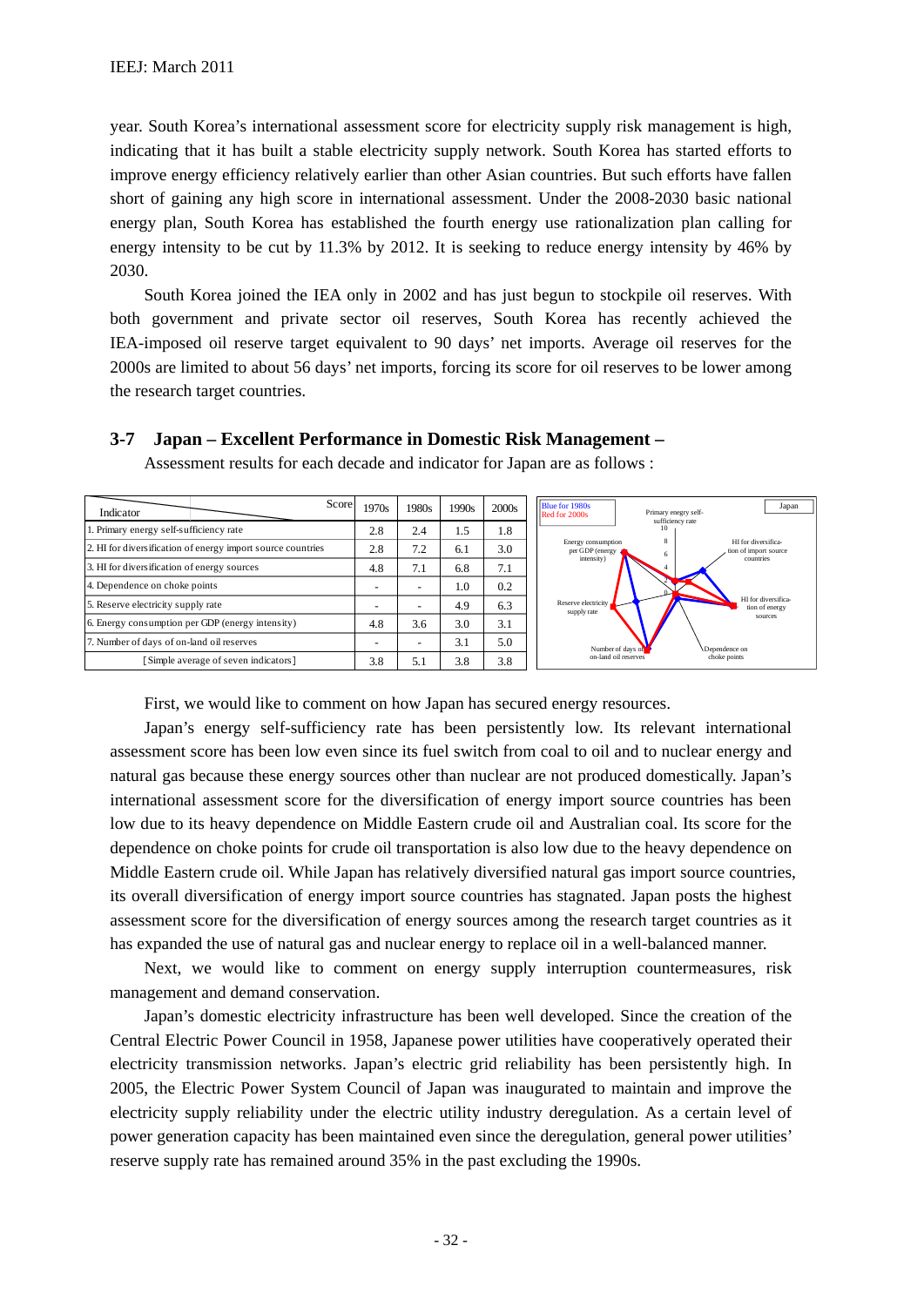year. South Korea's international assessment score for electricity supply risk management is high, indicating that it has built a stable electricity supply network. South Korea has started efforts to improve energy efficiency relatively earlier than other Asian countries. But such efforts have fallen short of gaining any high score in international assessment. Under the 2008-2030 basic national energy plan, South Korea has established the fourth energy use rationalization plan calling for energy intensity to be cut by 11.3% by 2012. It is seeking to reduce energy intensity by 46% by 2030.

South Korea joined the IEA only in 2002 and has just begun to stockpile oil reserves. With both government and private sector oil reserves, South Korea has recently achieved the IEA-imposed oil reserve target equivalent to 90 days' net imports. Average oil reserves for the 2000s are limited to about 56 days' net imports, forcing its score for oil reserves to be lower among the research target countries.

## 3-7 Japan – Excellent Performance in Domestic Risk Management –

Assessment results for each decade and indicator for Japan are as follows :

| Indicator / Score | 1970s | 1980s | 1990s | 2000s |
|---|---|---|---|---|
| 1. Primary energy self-sufficiency rate | 2.8 | 2.4 | 1.5 | 1.8 |
| 2. HI for diversification of energy import source countries | 2.8 | 7.2 | 6.1 | 3.0 |
| 3. HI for diversification of energy sources | 4.8 | 7.1 | 6.8 | 7.1 |
| 4. Dependence on choke points | - | - | 1.0 | 0.2 |
| 5. Reserve electricity supply rate | - | - | 4.9 | 6.3 |
| 6. Energy consumption per GDP (energy intensity) | 4.8 | 3.6 | 3.0 | 3.1 |
| 7. Number of days of on-land oil reserves | - | - | 3.1 | 5.0 |
| [Simple average of seven indicators] | 3.8 | 5.1 | 3.8 | 3.8 |

First, we would like to comment on how Japan has secured energy resources.

Japan's energy self-sufficiency rate has been persistently low. Its relevant international assessment score has been low even since its fuel switch from coal to oil and to nuclear energy and natural gas because these energy sources other than nuclear are not produced domestically. Japan's international assessment score for the diversification of energy import source countries has been low due to its heavy dependence on Middle Eastern crude oil and Australian coal. Its score for the dependence on choke points for crude oil transportation is also low due to the heavy dependence on Middle Eastern crude oil. While Japan has relatively diversified natural gas import source countries, its overall diversification of energy import source countries has stagnated. Japan posts the highest assessment score for the diversification of energy sources among the research target countries as it has expanded the use of natural gas and nuclear energy to replace oil in a well-balanced manner.

Next, we would like to comment on energy supply interruption countermeasures, risk management and demand conservation.

Japan's domestic electricity infrastructure has been well developed. Since the creation of the Central Electric Power Council in 1958, Japanese power utilities have cooperatively operated their electricity transmission networks. Japan's electric grid reliability has been persistently high. In 2005, the Electric Power System Council of Japan was inaugurated to maintain and improve the electricity supply reliability under the electric utility industry deregulation. As a certain level of power generation capacity has been maintained even since the deregulation, general power utilities' reserve supply rate has remained around 35% in the past excluding the 1990s.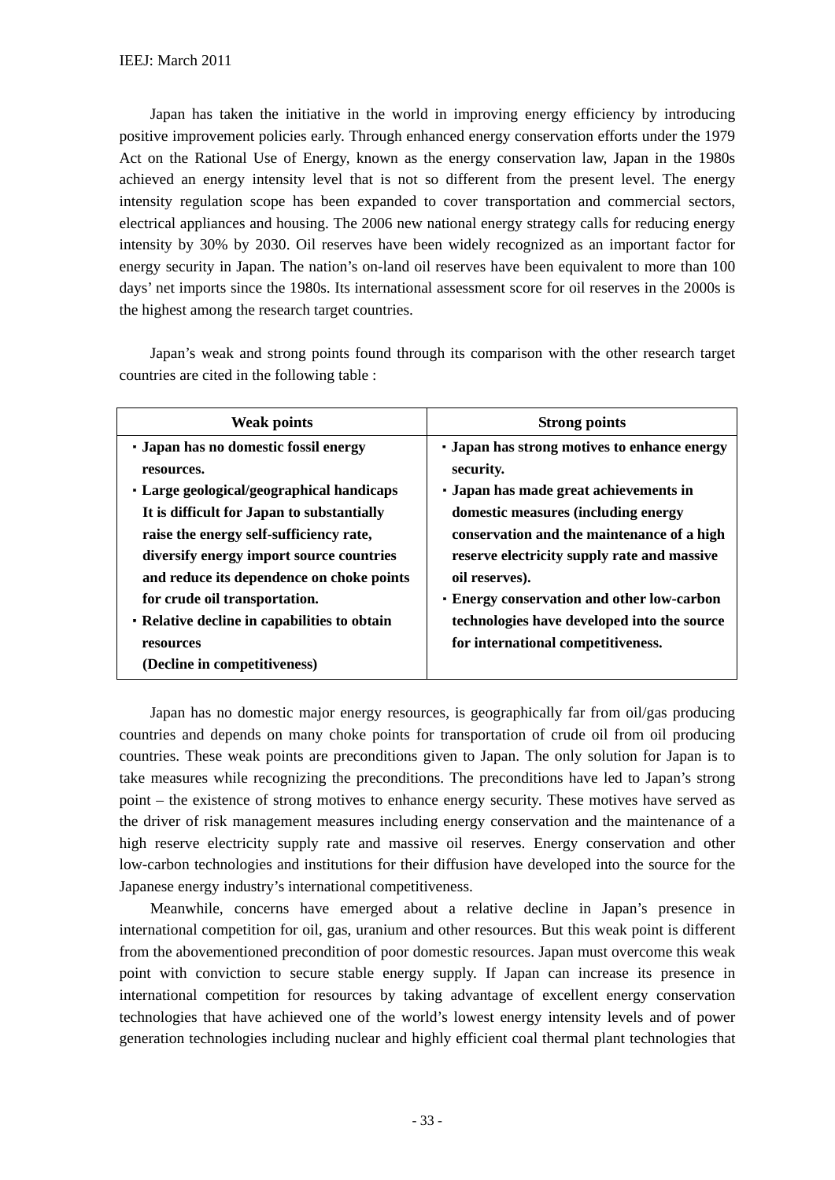Japan has taken the initiative in the world in improving energy efficiency by introducing positive improvement policies early. Through enhanced energy conservation efforts under the 1979 Act on the Rational Use of Energy, known as the energy conservation law, Japan in the 1980s achieved an energy intensity level that is not so different from the present level. The energy intensity regulation scope has been expanded to cover transportation and commercial sectors, electrical appliances and housing. The 2006 new national energy strategy calls for reducing energy intensity by 30% by 2030. Oil reserves have been widely recognized as an important factor for energy security in Japan. The nation's on-land oil reserves have been equivalent to more than 100 days' net imports since the 1980s. Its international assessment score for oil reserves in the 2000s is the highest among the research target countries.

Japan's weak and strong points found through its comparison with the other research target countries are cited in the following table :

| Weak points | Strong points |
|---|---|
| **・Japan has no domestic fossil energy resources.**<br>**・Large geological/geographical handicaps It is difficult for Japan to substantially raise the energy self-sufficiency rate, diversify energy import source countries and reduce its dependence on choke points for crude oil transportation.**<br>**・Relative decline in capabilities to obtain resources (Decline in competitiveness)** | **・Japan has strong motives to enhance energy security.**<br>**・Japan has made great achievements in domestic measures (including energy conservation and the maintenance of a high reserve electricity supply rate and massive oil reserves).**<br>**・Energy conservation and other low-carbon technologies have developed into the source for international competitiveness.** |

Japan has no domestic major energy resources, is geographically far from oil/gas producing countries and depends on many choke points for transportation of crude oil from oil producing countries. These weak points are preconditions given to Japan. The only solution for Japan is to take measures while recognizing the preconditions. The preconditions have led to Japan's strong point – the existence of strong motives to enhance energy security. These motives have served as the driver of risk management measures including energy conservation and the maintenance of a high reserve electricity supply rate and massive oil reserves. Energy conservation and other low-carbon technologies and institutions for their diffusion have developed into the source for the Japanese energy industry's international competitiveness.

Meanwhile, concerns have emerged about a relative decline in Japan's presence in international competition for oil, gas, uranium and other resources. But this weak point is different from the abovementioned precondition of poor domestic resources. Japan must overcome this weak point with conviction to secure stable energy supply. If Japan can increase its presence in international competition for resources by taking advantage of excellent energy conservation technologies that have achieved one of the world's lowest energy intensity levels and of power generation technologies including nuclear and highly efficient coal thermal plant technologies that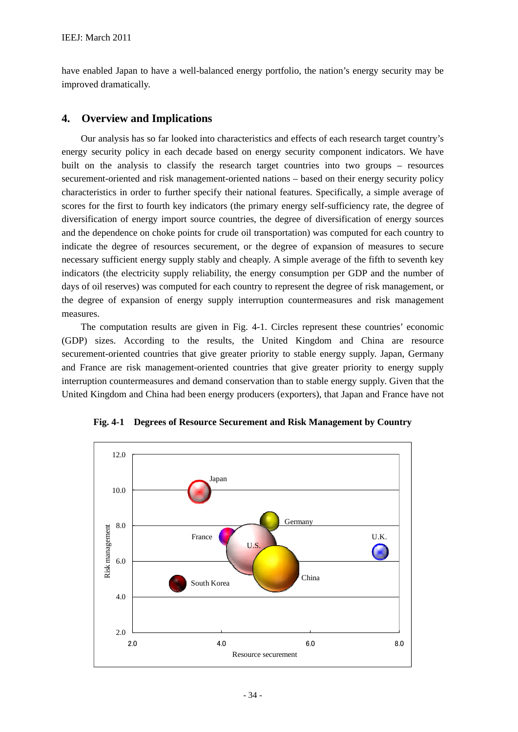have enabled Japan to have a well-balanced energy portfolio, the nation's energy security may be improved dramatically.

## 4. Overview and Implications

Our analysis has so far looked into characteristics and effects of each research target country's energy security policy in each decade based on energy security component indicators. We have built on the analysis to classify the research target countries into two groups – resources securement-oriented and risk management-oriented nations – based on their energy security policy characteristics in order to further specify their national features. Specifically, a simple average of scores for the first to fourth key indicators (the primary energy self-sufficiency rate, the degree of diversification of energy import source countries, the degree of diversification of energy sources and the dependence on choke points for crude oil transportation) was computed for each country to indicate the degree of resources securement, or the degree of expansion of measures to secure necessary sufficient energy supply stably and cheaply. A simple average of the fifth to seventh key indicators (the electricity supply reliability, the energy consumption per GDP and the number of days of oil reserves) was computed for each country to represent the degree of risk management, or the degree of expansion of energy supply interruption countermeasures and risk management measures.

The computation results are given in Fig. 4-1. Circles represent these countries' economic (GDP) sizes. According to the results, the United Kingdom and China are resource securement-oriented countries that give greater priority to stable energy supply. Japan, Germany and France are risk management-oriented countries that give greater priority to energy supply interruption countermeasures and demand conservation than to stable energy supply. Given that the United Kingdom and China had been energy producers (exporters), that Japan and France have not

**Fig. 4-1 Degrees of Resource Securement and Risk Management by Country**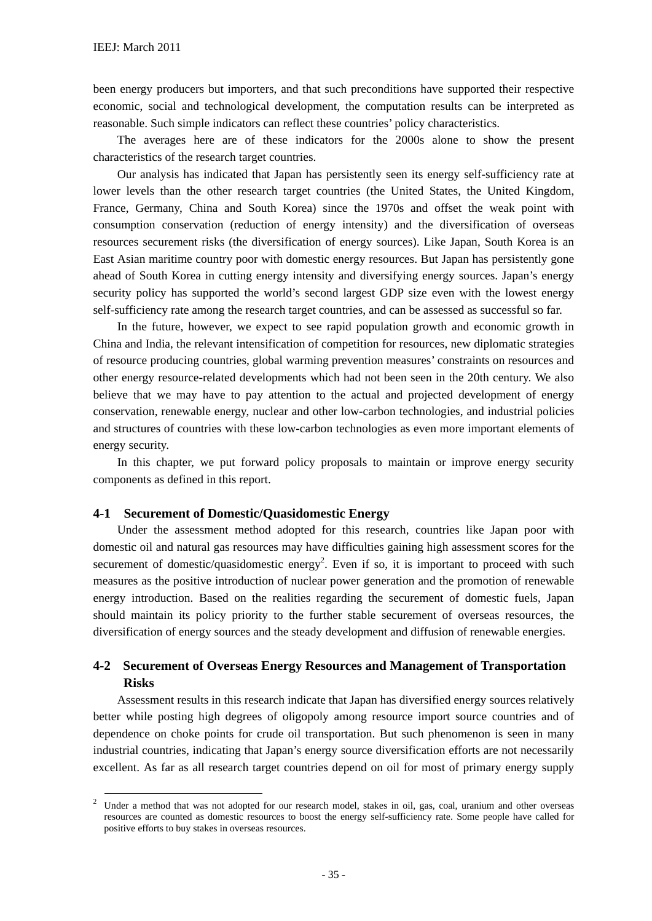been energy producers but importers, and that such preconditions have supported their respective economic, social and technological development, the computation results can be interpreted as reasonable. Such simple indicators can reflect these countries' policy characteristics.

The averages here are of these indicators for the 2000s alone to show the present characteristics of the research target countries.

Our analysis has indicated that Japan has persistently seen its energy self-sufficiency rate at lower levels than the other research target countries (the United States, the United Kingdom, France, Germany, China and South Korea) since the 1970s and offset the weak point with consumption conservation (reduction of energy intensity) and the diversification of overseas resources securement risks (the diversification of energy sources). Like Japan, South Korea is an East Asian maritime country poor with domestic energy resources. But Japan has persistently gone ahead of South Korea in cutting energy intensity and diversifying energy sources. Japan's energy security policy has supported the world's second largest GDP size even with the lowest energy self-sufficiency rate among the research target countries, and can be assessed as successful so far.

In the future, however, we expect to see rapid population growth and economic growth in China and India, the relevant intensification of competition for resources, new diplomatic strategies of resource producing countries, global warming prevention measures' constraints on resources and other energy resource-related developments which had not been seen in the 20th century. We also believe that we may have to pay attention to the actual and projected development of energy conservation, renewable energy, nuclear and other low-carbon technologies, and industrial policies and structures of countries with these low-carbon technologies as even more important elements of energy security.

In this chapter, we put forward policy proposals to maintain or improve energy security components as defined in this report.

### 4-1 Securement of Domestic/Quasidomestic Energy

Under the assessment method adopted for this research, countries like Japan poor with domestic oil and natural gas resources may have difficulties gaining high assessment scores for the securement of domestic/quasidomestic energy[2]. Even if so, it is important to proceed with such measures as the positive introduction of nuclear power generation and the promotion of renewable energy introduction. Based on the realities regarding the securement of domestic fuels, Japan should maintain its policy priority to the further stable securement of overseas resources, the diversification of energy sources and the steady development and diffusion of renewable energies.

### 4-2 Securement of Overseas Energy Resources and Management of Transportation Risks

Assessment results in this research indicate that Japan has diversified energy sources relatively better while posting high degrees of oligopoly among resource import source countries and of dependence on choke points for crude oil transportation. But such phenomenon is seen in many industrial countries, indicating that Japan's energy source diversification efforts are not necessarily excellent. As far as all research target countries depend on oil for most of primary energy supply

---

[2] Under a method that was not adopted for our research model, stakes in oil, gas, coal, uranium and other overseas resources are counted as domestic resources to boost the energy self-sufficiency rate. Some people have called for positive efforts to buy stakes in overseas resources.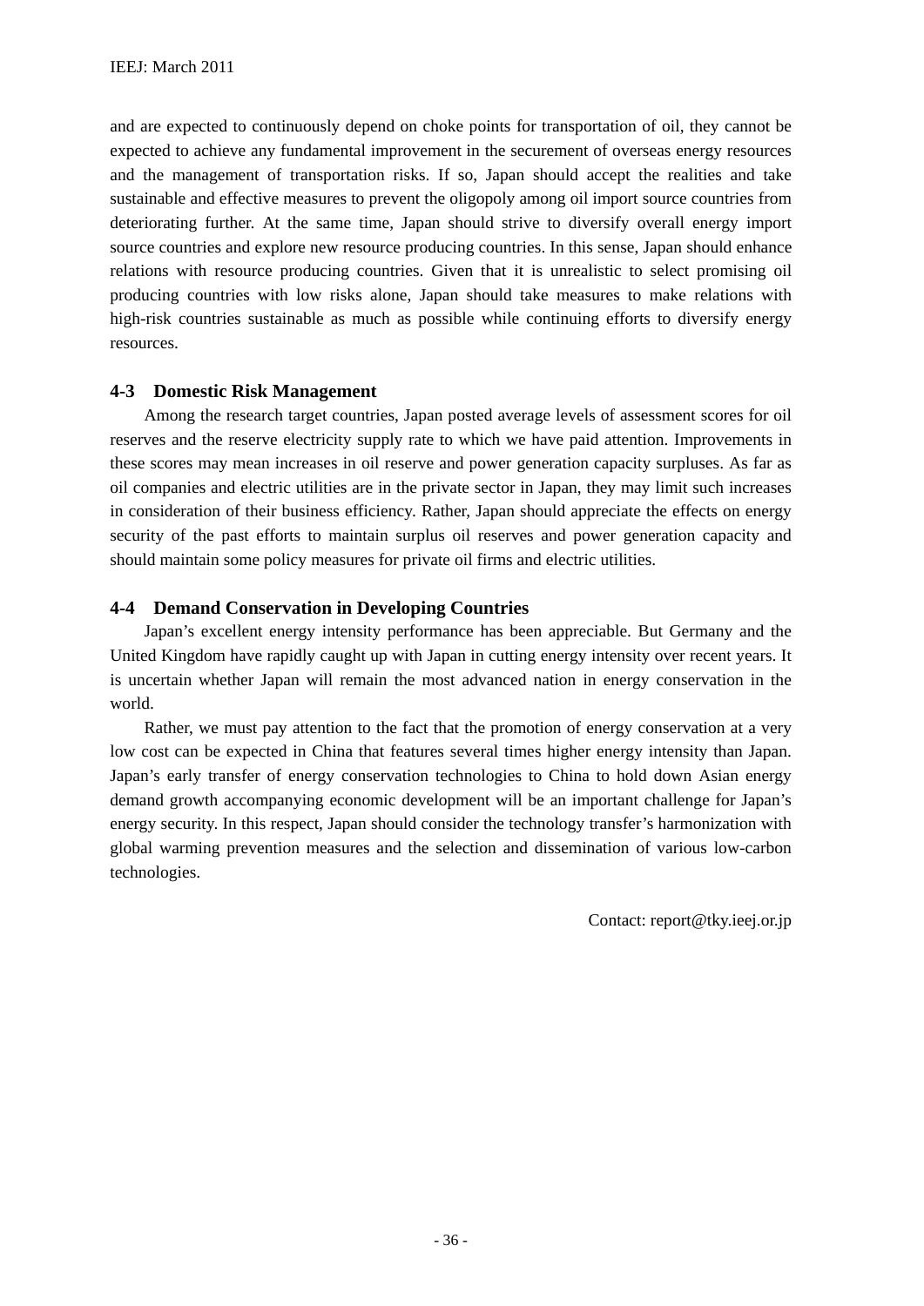and are expected to continuously depend on choke points for transportation of oil, they cannot be expected to achieve any fundamental improvement in the securement of overseas energy resources and the management of transportation risks. If so, Japan should accept the realities and take sustainable and effective measures to prevent the oligopoly among oil import source countries from deteriorating further. At the same time, Japan should strive to diversify overall energy import source countries and explore new resource producing countries. In this sense, Japan should enhance relations with resource producing countries. Given that it is unrealistic to select promising oil producing countries with low risks alone, Japan should take measures to make relations with high-risk countries sustainable as much as possible while continuing efforts to diversify energy resources.

### 4-3 Domestic Risk Management

Among the research target countries, Japan posted average levels of assessment scores for oil reserves and the reserve electricity supply rate to which we have paid attention. Improvements in these scores may mean increases in oil reserve and power generation capacity surpluses. As far as oil companies and electric utilities are in the private sector in Japan, they may limit such increases in consideration of their business efficiency. Rather, Japan should appreciate the effects on energy security of the past efforts to maintain surplus oil reserves and power generation capacity and should maintain some policy measures for private oil firms and electric utilities.

### 4-4 Demand Conservation in Developing Countries

Japan's excellent energy intensity performance has been appreciable. But Germany and the United Kingdom have rapidly caught up with Japan in cutting energy intensity over recent years. It is uncertain whether Japan will remain the most advanced nation in energy conservation in the world.

Rather, we must pay attention to the fact that the promotion of energy conservation at a very low cost can be expected in China that features several times higher energy intensity than Japan. Japan's early transfer of energy conservation technologies to China to hold down Asian energy demand growth accompanying economic development will be an important challenge for Japan's energy security. In this respect, Japan should consider the technology transfer's harmonization with global warming prevention measures and the selection and dissemination of various low-carbon technologies.

Contact: report@tky.ieej.or.jp